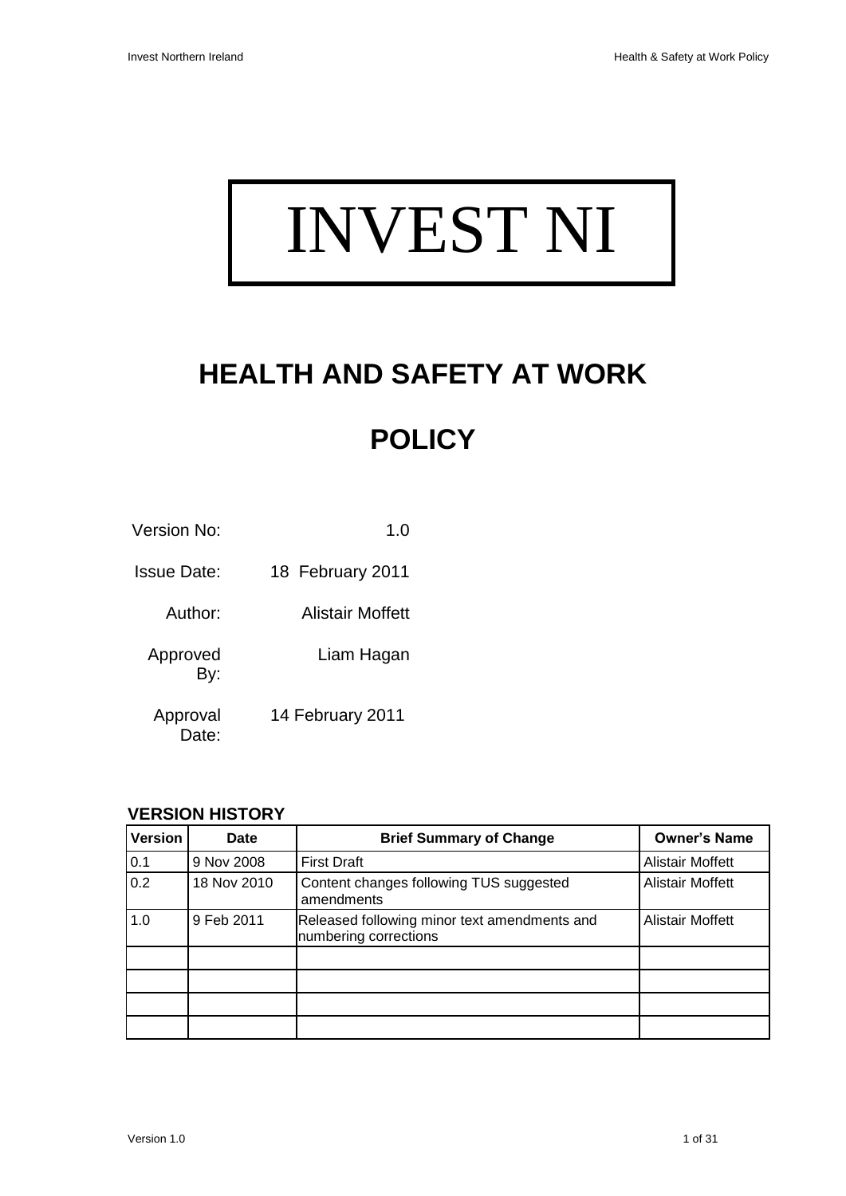# INVEST NI

## HEALTH AND SAFETY AT WORK

## POLICY

Version No: 1.0

Issue Date: 18 February 2011

Author: Alistair Moffett

Approved By: Liam Hagan

Approval Date: 14 February 2011

**VERSION HISTORY**

| Version | Date | Brief Summary of Change | Owner's Name |
|---|---|---|---|
| 0.1 | 9 Nov 2008 | First Draft | Alistair Moffett |
| 0.2 | 18 Nov 2010 | Content changes following TUS suggested amendments | Alistair Moffett |
| 1.0 | 9 Feb 2011 | Released following minor text amendments and numbering corrections | Alistair Moffett |
| | | | |
| | | | |
| | | | |
| | | | |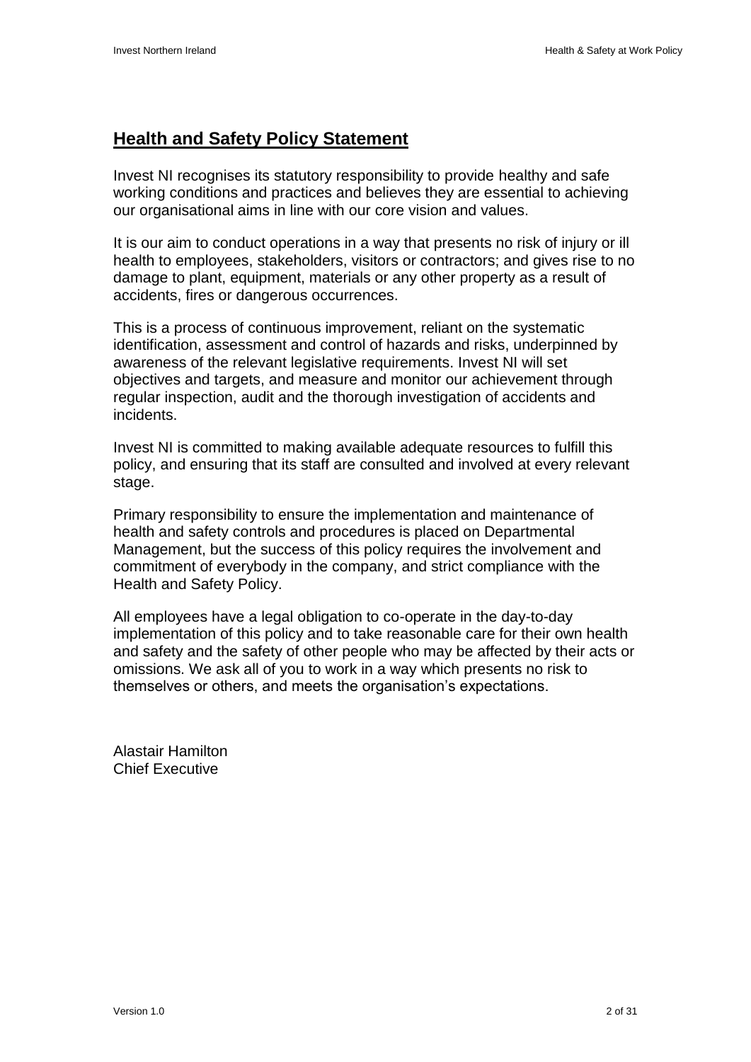## Health and Safety Policy Statement

Invest NI recognises its statutory responsibility to provide healthy and safe working conditions and practices and believes they are essential to achieving our organisational aims in line with our core vision and values.

It is our aim to conduct operations in a way that presents no risk of injury or ill health to employees, stakeholders, visitors or contractors; and gives rise to no damage to plant, equipment, materials or any other property as a result of accidents, fires or dangerous occurrences.

This is a process of continuous improvement, reliant on the systematic identification, assessment and control of hazards and risks, underpinned by awareness of the relevant legislative requirements. Invest NI will set objectives and targets, and measure and monitor our achievement through regular inspection, audit and the thorough investigation of accidents and incidents.

Invest NI is committed to making available adequate resources to fulfill this policy, and ensuring that its staff are consulted and involved at every relevant stage.

Primary responsibility to ensure the implementation and maintenance of health and safety controls and procedures is placed on Departmental Management, but the success of this policy requires the involvement and commitment of everybody in the company, and strict compliance with the Health and Safety Policy.

All employees have a legal obligation to co-operate in the day-to-day implementation of this policy and to take reasonable care for their own health and safety and the safety of other people who may be affected by their acts or omissions. We ask all of you to work in a way which presents no risk to themselves or others, and meets the organisation's expectations.

Alastair Hamilton
Chief Executive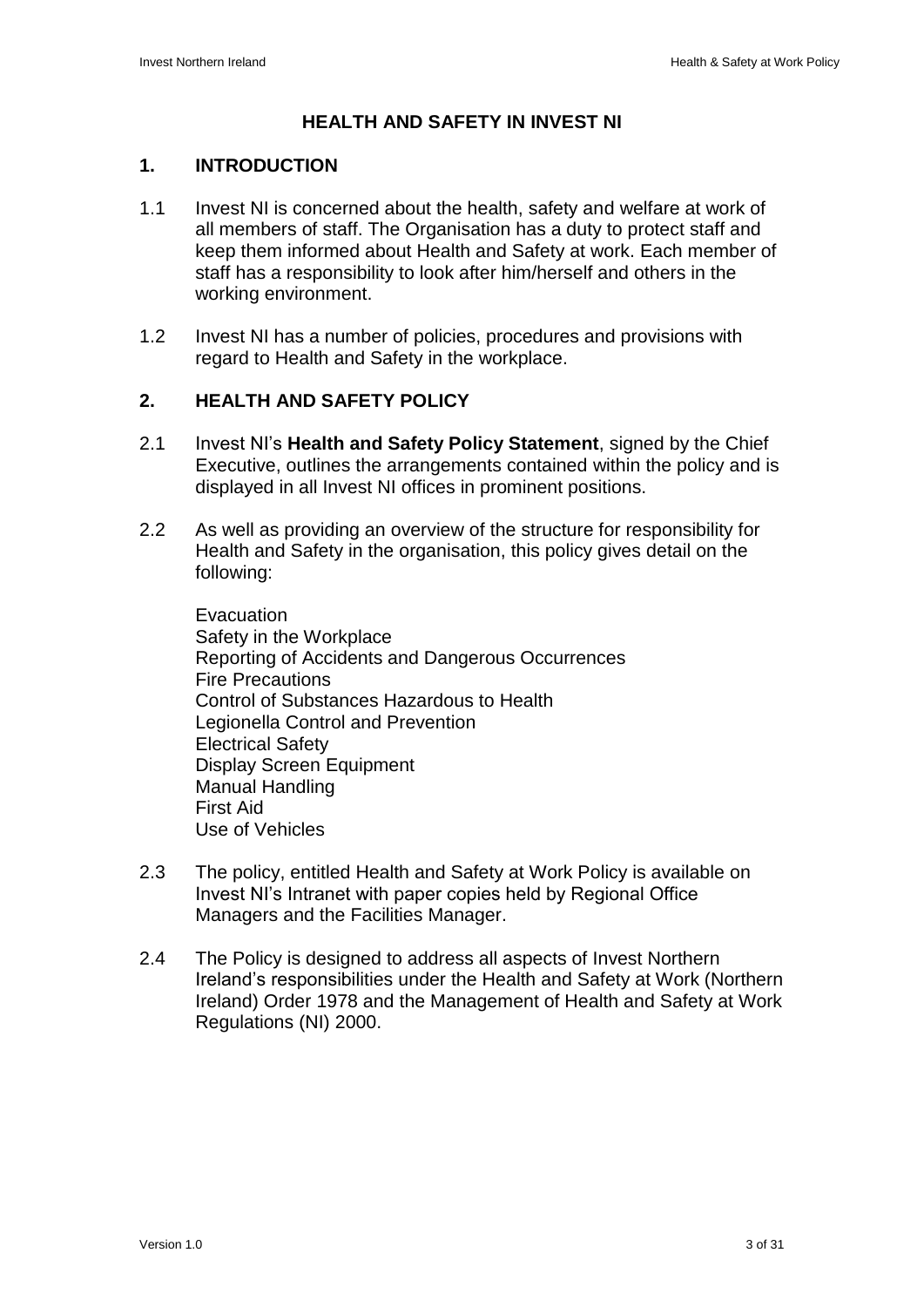# HEALTH AND SAFETY IN INVEST NI

## 1. INTRODUCTION

1.1 Invest NI is concerned about the health, safety and welfare at work of all members of staff. The Organisation has a duty to protect staff and keep them informed about Health and Safety at work. Each member of staff has a responsibility to look after him/herself and others in the working environment.

1.2 Invest NI has a number of policies, procedures and provisions with regard to Health and Safety in the workplace.

## 2. HEALTH AND SAFETY POLICY

2.1 Invest NI's **Health and Safety Policy Statement**, signed by the Chief Executive, outlines the arrangements contained within the policy and is displayed in all Invest NI offices in prominent positions.

2.2 As well as providing an overview of the structure for responsibility for Health and Safety in the organisation, this policy gives detail on the following:

Evacuation
Safety in the Workplace
Reporting of Accidents and Dangerous Occurrences
Fire Precautions
Control of Substances Hazardous to Health
Legionella Control and Prevention
Electrical Safety
Display Screen Equipment
Manual Handling
First Aid
Use of Vehicles

2.3 The policy, entitled Health and Safety at Work Policy is available on Invest NI's Intranet with paper copies held by Regional Office Managers and the Facilities Manager.

2.4 The Policy is designed to address all aspects of Invest Northern Ireland's responsibilities under the Health and Safety at Work (Northern Ireland) Order 1978 and the Management of Health and Safety at Work Regulations (NI) 2000.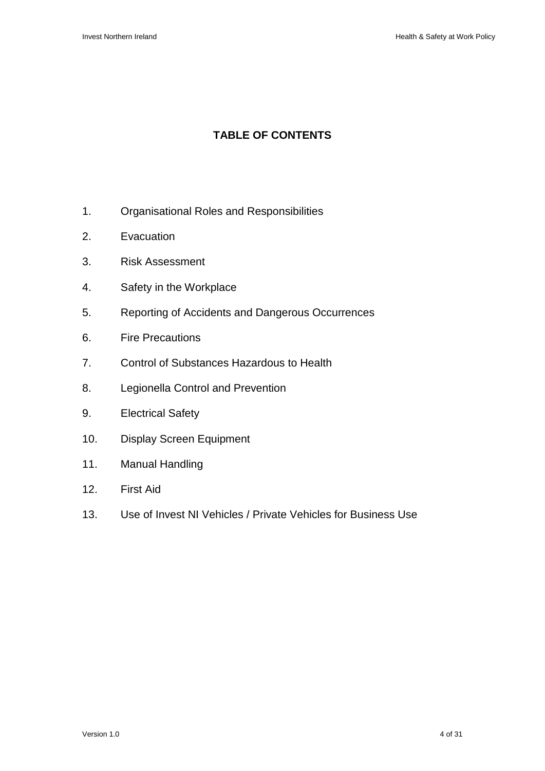# TABLE OF CONTENTS

1. Organisational Roles and Responsibilities
2. Evacuation
3. Risk Assessment
4. Safety in the Workplace
5. Reporting of Accidents and Dangerous Occurrences
6. Fire Precautions
7. Control of Substances Hazardous to Health
8. Legionella Control and Prevention
9. Electrical Safety
10. Display Screen Equipment
11. Manual Handling
12. First Aid
13. Use of Invest NI Vehicles / Private Vehicles for Business Use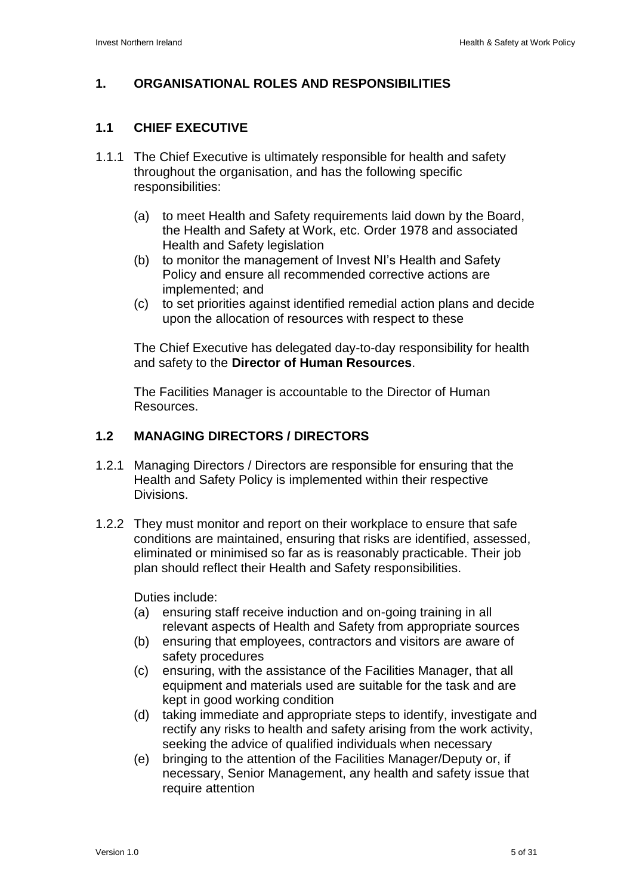## 1. ORGANISATIONAL ROLES AND RESPONSIBILITIES

### 1.1 CHIEF EXECUTIVE

1.1.1 The Chief Executive is ultimately responsible for health and safety throughout the organisation, and has the following specific responsibilities:

(a) to meet Health and Safety requirements laid down by the Board, the Health and Safety at Work, etc. Order 1978 and associated Health and Safety legislation
(b) to monitor the management of Invest NI's Health and Safety Policy and ensure all recommended corrective actions are implemented; and
(c) to set priorities against identified remedial action plans and decide upon the allocation of resources with respect to these

The Chief Executive has delegated day-to-day responsibility for health and safety to the **Director of Human Resources**.

The Facilities Manager is accountable to the Director of Human Resources.

### 1.2 MANAGING DIRECTORS / DIRECTORS

1.2.1 Managing Directors / Directors are responsible for ensuring that the Health and Safety Policy is implemented within their respective Divisions.

1.2.2 They must monitor and report on their workplace to ensure that safe conditions are maintained, ensuring that risks are identified, assessed, eliminated or minimised so far as is reasonably practicable. Their job plan should reflect their Health and Safety responsibilities.

Duties include:
(a) ensuring staff receive induction and on-going training in all relevant aspects of Health and Safety from appropriate sources
(b) ensuring that employees, contractors and visitors are aware of safety procedures
(c) ensuring, with the assistance of the Facilities Manager, that all equipment and materials used are suitable for the task and are kept in good working condition
(d) taking immediate and appropriate steps to identify, investigate and rectify any risks to health and safety arising from the work activity, seeking the advice of qualified individuals when necessary
(e) bringing to the attention of the Facilities Manager/Deputy or, if necessary, Senior Management, any health and safety issue that require attention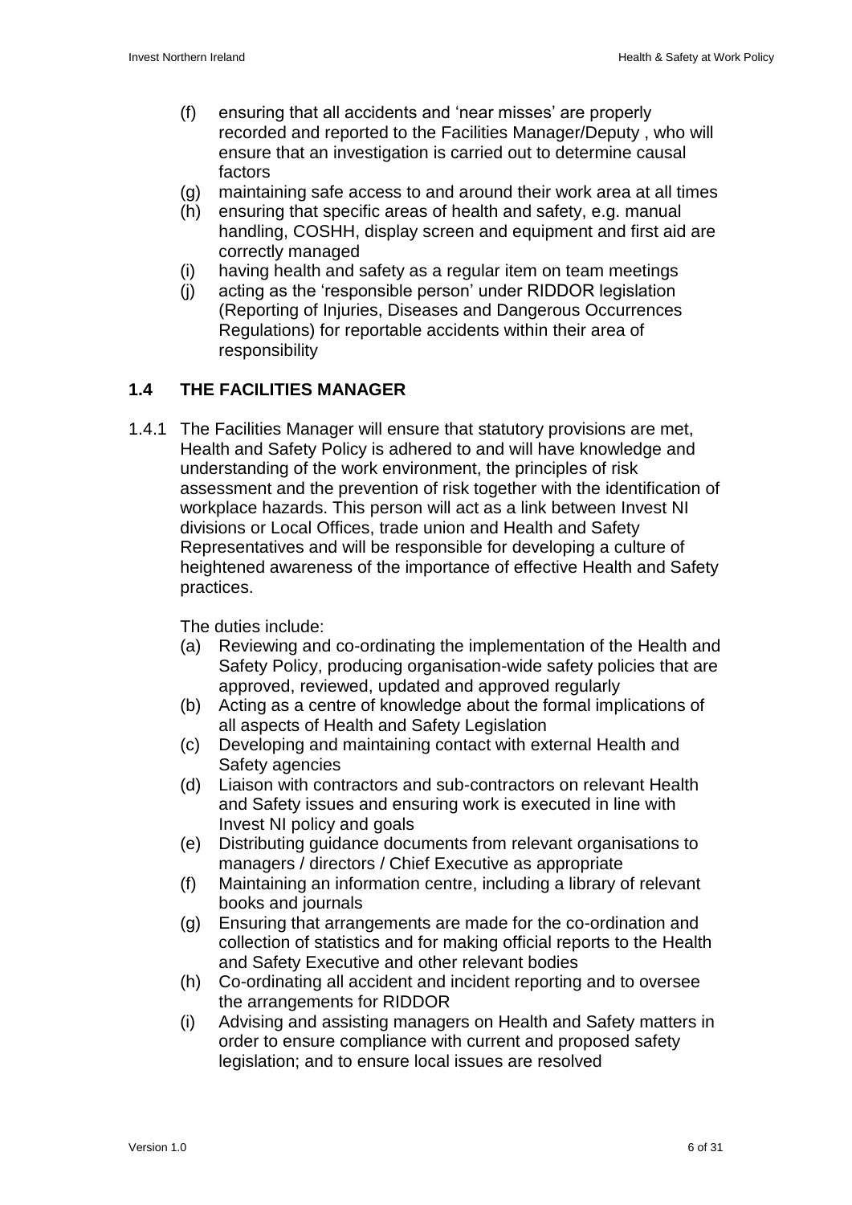(f) ensuring that all accidents and 'near misses' are properly recorded and reported to the Facilities Manager/Deputy , who will ensure that an investigation is carried out to determine causal factors

(g) maintaining safe access to and around their work area at all times

(h) ensuring that specific areas of health and safety, e.g. manual handling, COSHH, display screen and equipment and first aid are correctly managed

(i) having health and safety as a regular item on team meetings

(j) acting as the 'responsible person' under RIDDOR legislation (Reporting of Injuries, Diseases and Dangerous Occurrences Regulations) for reportable accidents within their area of responsibility

## 1.4 THE FACILITIES MANAGER

1.4.1 The Facilities Manager will ensure that statutory provisions are met, Health and Safety Policy is adhered to and will have knowledge and understanding of the work environment, the principles of risk assessment and the prevention of risk together with the identification of workplace hazards. This person will act as a link between Invest NI divisions or Local Offices, trade union and Health and Safety Representatives and will be responsible for developing a culture of heightened awareness of the importance of effective Health and Safety practices.

The duties include:

(a) Reviewing and co-ordinating the implementation of the Health and Safety Policy, producing organisation-wide safety policies that are approved, reviewed, updated and approved regularly

(b) Acting as a centre of knowledge about the formal implications of all aspects of Health and Safety Legislation

(c) Developing and maintaining contact with external Health and Safety agencies

(d) Liaison with contractors and sub-contractors on relevant Health and Safety issues and ensuring work is executed in line with Invest NI policy and goals

(e) Distributing guidance documents from relevant organisations to managers / directors / Chief Executive as appropriate

(f) Maintaining an information centre, including a library of relevant books and journals

(g) Ensuring that arrangements are made for the co-ordination and collection of statistics and for making official reports to the Health and Safety Executive and other relevant bodies

(h) Co-ordinating all accident and incident reporting and to oversee the arrangements for RIDDOR

(i) Advising and assisting managers on Health and Safety matters in order to ensure compliance with current and proposed safety legislation; and to ensure local issues are resolved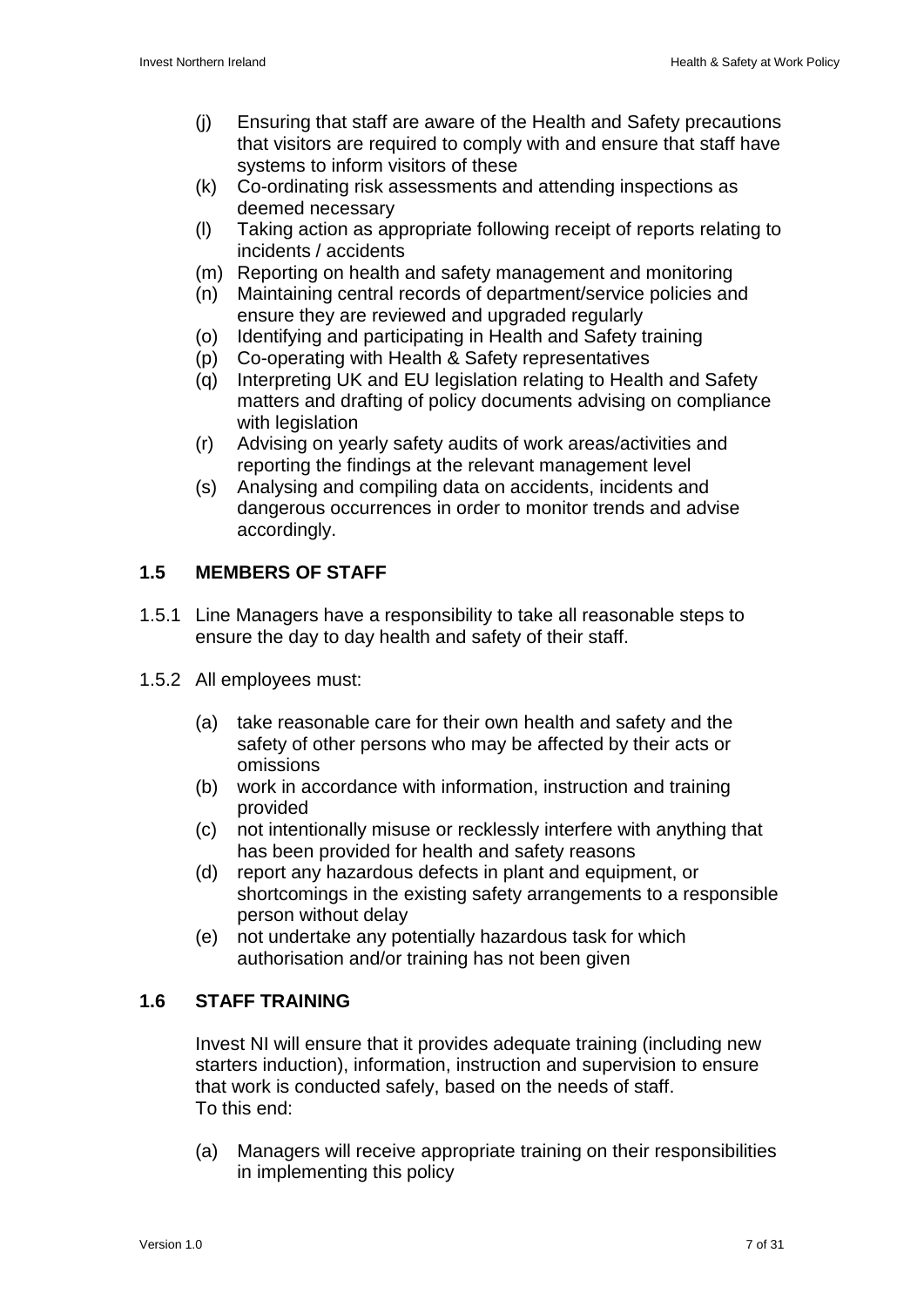(j) Ensuring that staff are aware of the Health and Safety precautions that visitors are required to comply with and ensure that staff have systems to inform visitors of these
(k) Co-ordinating risk assessments and attending inspections as deemed necessary
(l) Taking action as appropriate following receipt of reports relating to incidents / accidents
(m) Reporting on health and safety management and monitoring
(n) Maintaining central records of department/service policies and ensure they are reviewed and upgraded regularly
(o) Identifying and participating in Health and Safety training
(p) Co-operating with Health & Safety representatives
(q) Interpreting UK and EU legislation relating to Health and Safety matters and drafting of policy documents advising on compliance with legislation
(r) Advising on yearly safety audits of work areas/activities and reporting the findings at the relevant management level
(s) Analysing and compiling data on accidents, incidents and dangerous occurrences in order to monitor trends and advise accordingly.

## 1.5 MEMBERS OF STAFF

1.5.1 Line Managers have a responsibility to take all reasonable steps to ensure the day to day health and safety of their staff.

1.5.2 All employees must:

(a) take reasonable care for their own health and safety and the safety of other persons who may be affected by their acts or omissions
(b) work in accordance with information, instruction and training provided
(c) not intentionally misuse or recklessly interfere with anything that has been provided for health and safety reasons
(d) report any hazardous defects in plant and equipment, or shortcomings in the existing safety arrangements to a responsible person without delay
(e) not undertake any potentially hazardous task for which authorisation and/or training has not been given

## 1.6 STAFF TRAINING

Invest NI will ensure that it provides adequate training (including new starters induction), information, instruction and supervision to ensure that work is conducted safely, based on the needs of staff.
To this end:

(a) Managers will receive appropriate training on their responsibilities in implementing this policy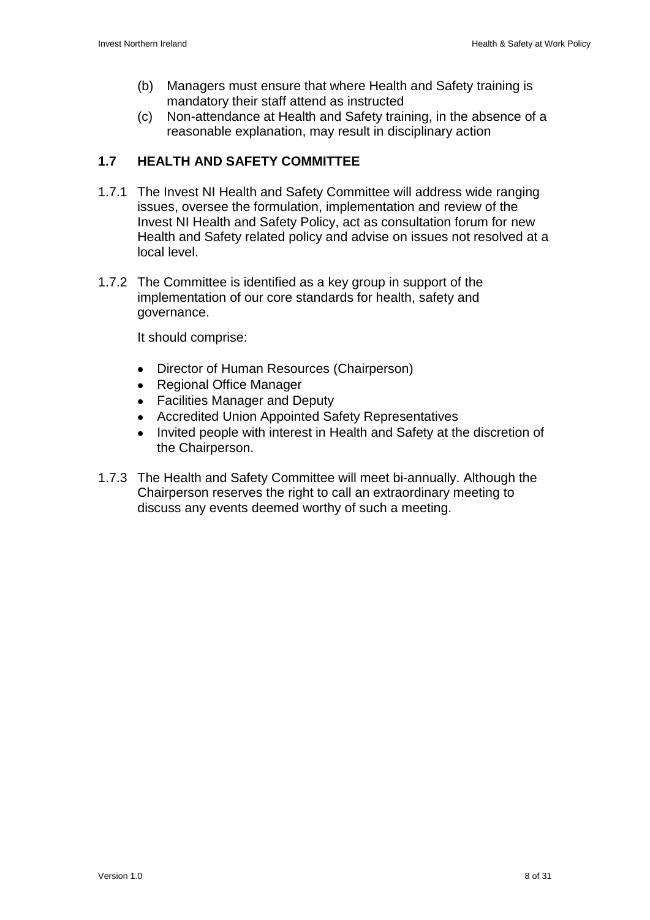(b) Managers must ensure that where Health and Safety training is mandatory their staff attend as instructed

(c) Non-attendance at Health and Safety training, in the absence of a reasonable explanation, may result in disciplinary action

## 1.7 HEALTH AND SAFETY COMMITTEE

1.7.1 The Invest NI Health and Safety Committee will address wide ranging issues, oversee the formulation, implementation and review of the Invest NI Health and Safety Policy, act as consultation forum for new Health and Safety related policy and advise on issues not resolved at a local level.

1.7.2 The Committee is identified as a key group in support of the implementation of our core standards for health, safety and governance.

It should comprise:

- Director of Human Resources (Chairperson)
- Regional Office Manager
- Facilities Manager and Deputy
- Accredited Union Appointed Safety Representatives
- Invited people with interest in Health and Safety at the discretion of the Chairperson.

1.7.3 The Health and Safety Committee will meet bi-annually. Although the Chairperson reserves the right to call an extraordinary meeting to discuss any events deemed worthy of such a meeting.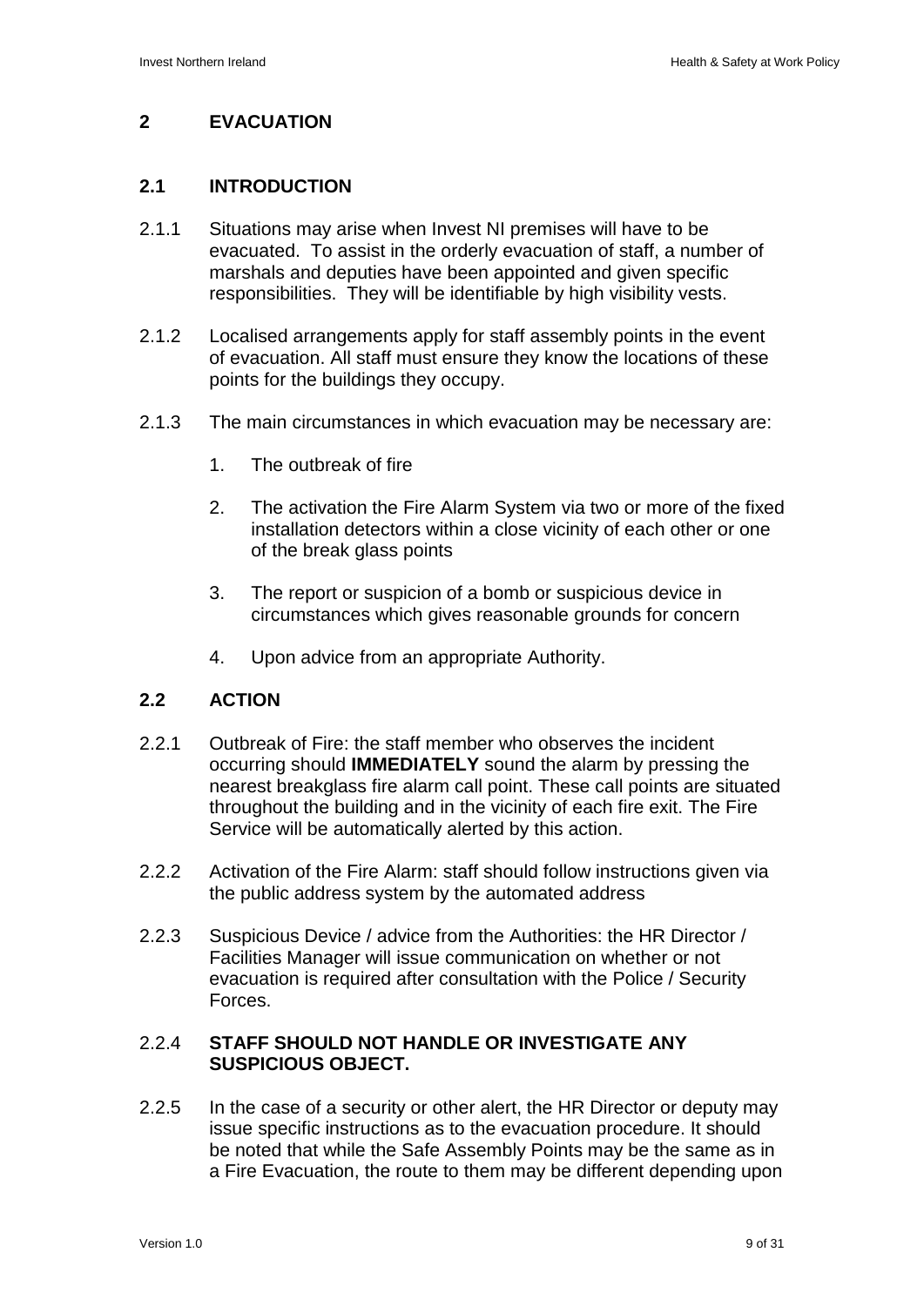## 2 EVACUATION

### 2.1 INTRODUCTION

2.1.1 Situations may arise when Invest NI premises will have to be evacuated. To assist in the orderly evacuation of staff, a number of marshals and deputies have been appointed and given specific responsibilities. They will be identifiable by high visibility vests.

2.1.2 Localised arrangements apply for staff assembly points in the event of evacuation. All staff must ensure they know the locations of these points for the buildings they occupy.

2.1.3 The main circumstances in which evacuation may be necessary are:

1. The outbreak of fire
2. The activation the Fire Alarm System via two or more of the fixed installation detectors within a close vicinity of each other or one of the break glass points
3. The report or suspicion of a bomb or suspicious device in circumstances which gives reasonable grounds for concern
4. Upon advice from an appropriate Authority.

### 2.2 ACTION

2.2.1 Outbreak of Fire: the staff member who observes the incident occurring should **IMMEDIATELY** sound the alarm by pressing the nearest breakglass fire alarm call point. These call points are situated throughout the building and in the vicinity of each fire exit. The Fire Service will be automatically alerted by this action.

2.2.2 Activation of the Fire Alarm: staff should follow instructions given via the public address system by the automated address

2.2.3 Suspicious Device / advice from the Authorities: the HR Director / Facilities Manager will issue communication on whether or not evacuation is required after consultation with the Police / Security Forces.

2.2.4 **STAFF SHOULD NOT HANDLE OR INVESTIGATE ANY SUSPICIOUS OBJECT.**

2.2.5 In the case of a security or other alert, the HR Director or deputy may issue specific instructions as to the evacuation procedure. It should be noted that while the Safe Assembly Points may be the same as in a Fire Evacuation, the route to them may be different depending upon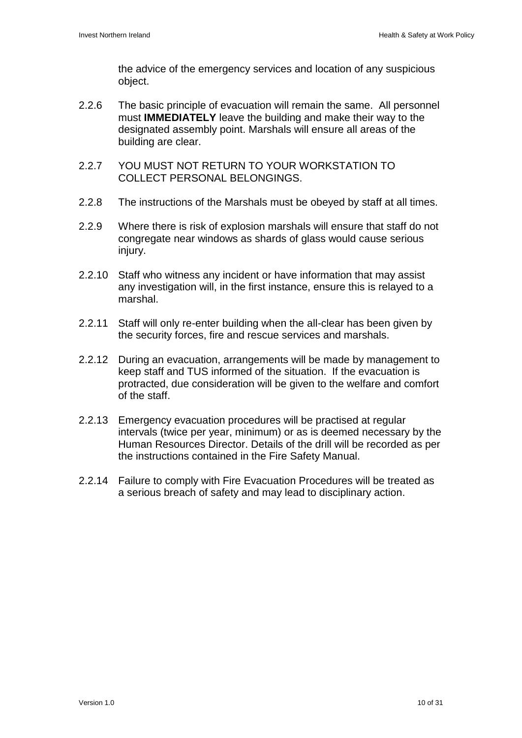the advice of the emergency services and location of any suspicious object.

2.2.6 The basic principle of evacuation will remain the same. All personnel must **IMMEDIATELY** leave the building and make their way to the designated assembly point. Marshals will ensure all areas of the building are clear.

2.2.7 YOU MUST NOT RETURN TO YOUR WORKSTATION TO COLLECT PERSONAL BELONGINGS.

2.2.8 The instructions of the Marshals must be obeyed by staff at all times.

2.2.9 Where there is risk of explosion marshals will ensure that staff do not congregate near windows as shards of glass would cause serious injury.

2.2.10 Staff who witness any incident or have information that may assist any investigation will, in the first instance, ensure this is relayed to a marshal.

2.2.11 Staff will only re-enter building when the all-clear has been given by the security forces, fire and rescue services and marshals.

2.2.12 During an evacuation, arrangements will be made by management to keep staff and TUS informed of the situation. If the evacuation is protracted, due consideration will be given to the welfare and comfort of the staff.

2.2.13 Emergency evacuation procedures will be practised at regular intervals (twice per year, minimum) or as is deemed necessary by the Human Resources Director. Details of the drill will be recorded as per the instructions contained in the Fire Safety Manual.

2.2.14 Failure to comply with Fire Evacuation Procedures will be treated as a serious breach of safety and may lead to disciplinary action.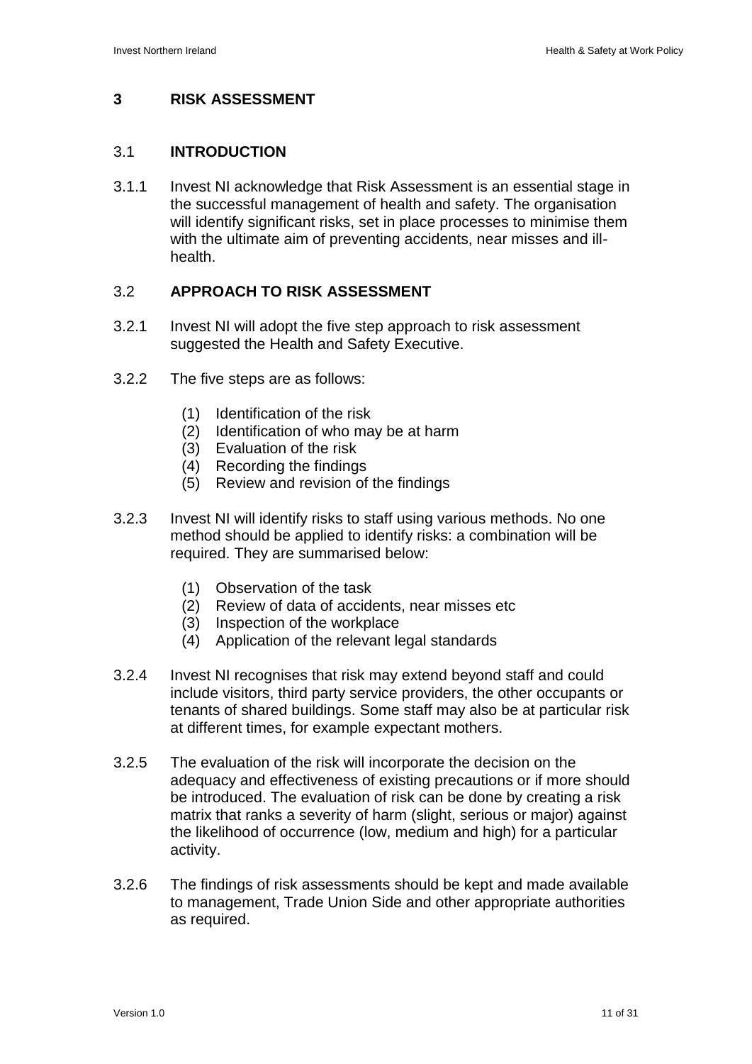## 3 RISK ASSESSMENT

### 3.1 INTRODUCTION

3.1.1 Invest NI acknowledge that Risk Assessment is an essential stage in the successful management of health and safety. The organisation will identify significant risks, set in place processes to minimise them with the ultimate aim of preventing accidents, near misses and ill-health.

### 3.2 APPROACH TO RISK ASSESSMENT

3.2.1 Invest NI will adopt the five step approach to risk assessment suggested the Health and Safety Executive.

3.2.2 The five steps are as follows:

(1) Identification of the risk
(2) Identification of who may be at harm
(3) Evaluation of the risk
(4) Recording the findings
(5) Review and revision of the findings

3.2.3 Invest NI will identify risks to staff using various methods. No one method should be applied to identify risks: a combination will be required. They are summarised below:

(1) Observation of the task
(2) Review of data of accidents, near misses etc
(3) Inspection of the workplace
(4) Application of the relevant legal standards

3.2.4 Invest NI recognises that risk may extend beyond staff and could include visitors, third party service providers, the other occupants or tenants of shared buildings. Some staff may also be at particular risk at different times, for example expectant mothers.

3.2.5 The evaluation of the risk will incorporate the decision on the adequacy and effectiveness of existing precautions or if more should be introduced. The evaluation of risk can be done by creating a risk matrix that ranks a severity of harm (slight, serious or major) against the likelihood of occurrence (low, medium and high) for a particular activity.

3.2.6 The findings of risk assessments should be kept and made available to management, Trade Union Side and other appropriate authorities as required.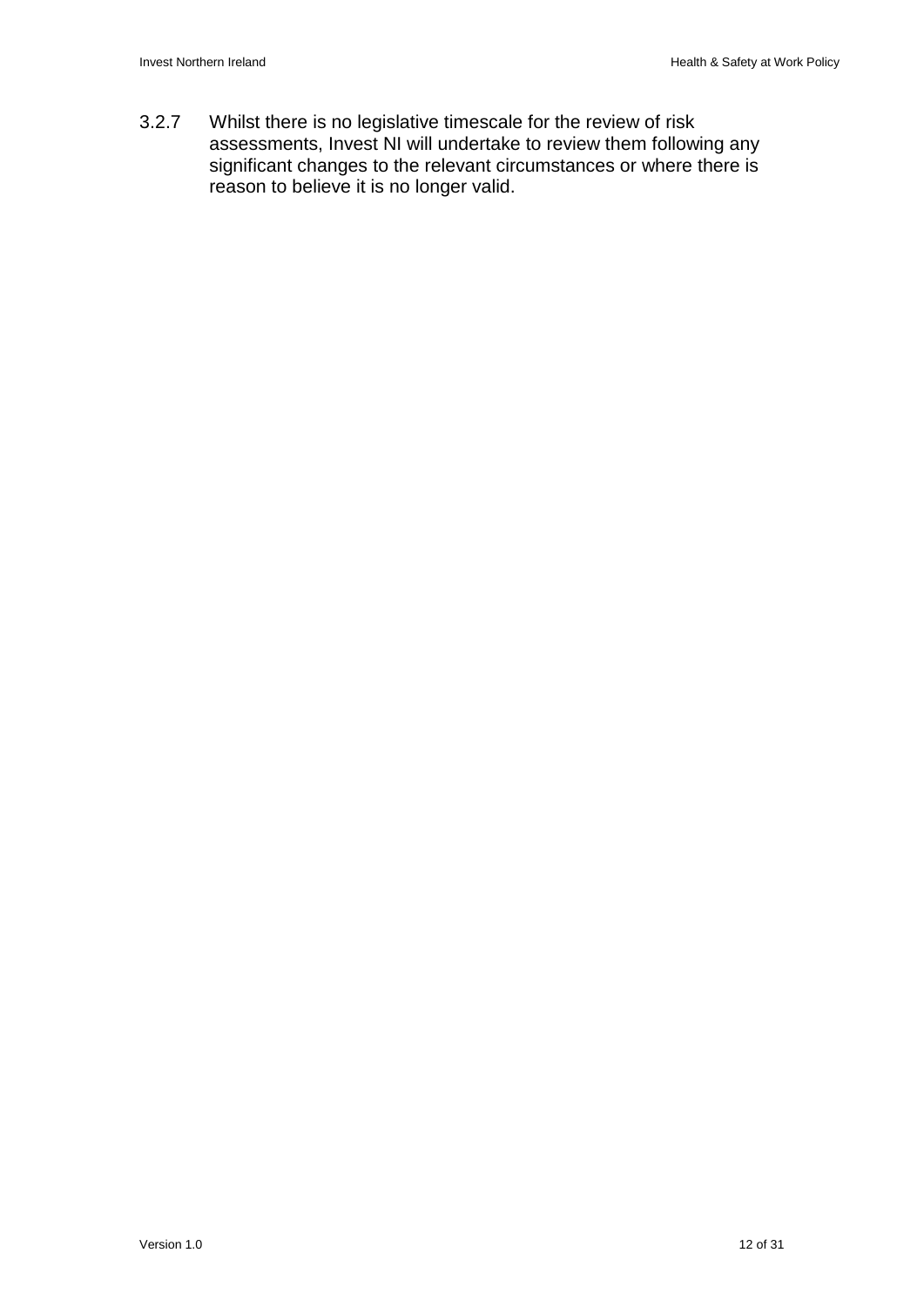3.2.7 Whilst there is no legislative timescale for the review of risk assessments, Invest NI will undertake to review them following any significant changes to the relevant circumstances or where there is reason to believe it is no longer valid.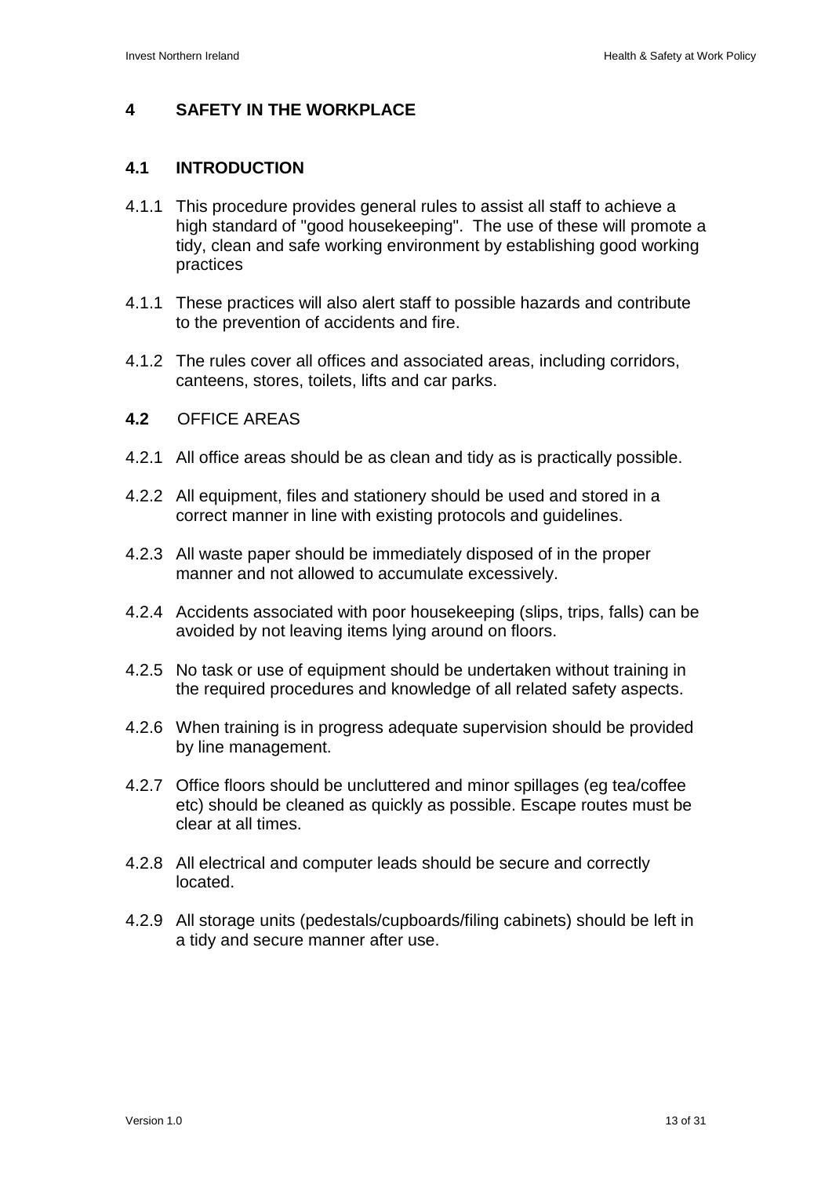## 4 SAFETY IN THE WORKPLACE

### 4.1 INTRODUCTION

4.1.1 This procedure provides general rules to assist all staff to achieve a high standard of "good housekeeping". The use of these will promote a tidy, clean and safe working environment by establishing good working practices

4.1.1 These practices will also alert staff to possible hazards and contribute to the prevention of accidents and fire.

4.1.2 The rules cover all offices and associated areas, including corridors, canteens, stores, toilets, lifts and car parks.

### **4.2** OFFICE AREAS

4.2.1 All office areas should be as clean and tidy as is practically possible.

4.2.2 All equipment, files and stationery should be used and stored in a correct manner in line with existing protocols and guidelines.

4.2.3 All waste paper should be immediately disposed of in the proper manner and not allowed to accumulate excessively.

4.2.4 Accidents associated with poor housekeeping (slips, trips, falls) can be avoided by not leaving items lying around on floors.

4.2.5 No task or use of equipment should be undertaken without training in the required procedures and knowledge of all related safety aspects.

4.2.6 When training is in progress adequate supervision should be provided by line management.

4.2.7 Office floors should be uncluttered and minor spillages (eg tea/coffee etc) should be cleaned as quickly as possible. Escape routes must be clear at all times.

4.2.8 All electrical and computer leads should be secure and correctly located.

4.2.9 All storage units (pedestals/cupboards/filing cabinets) should be left in a tidy and secure manner after use.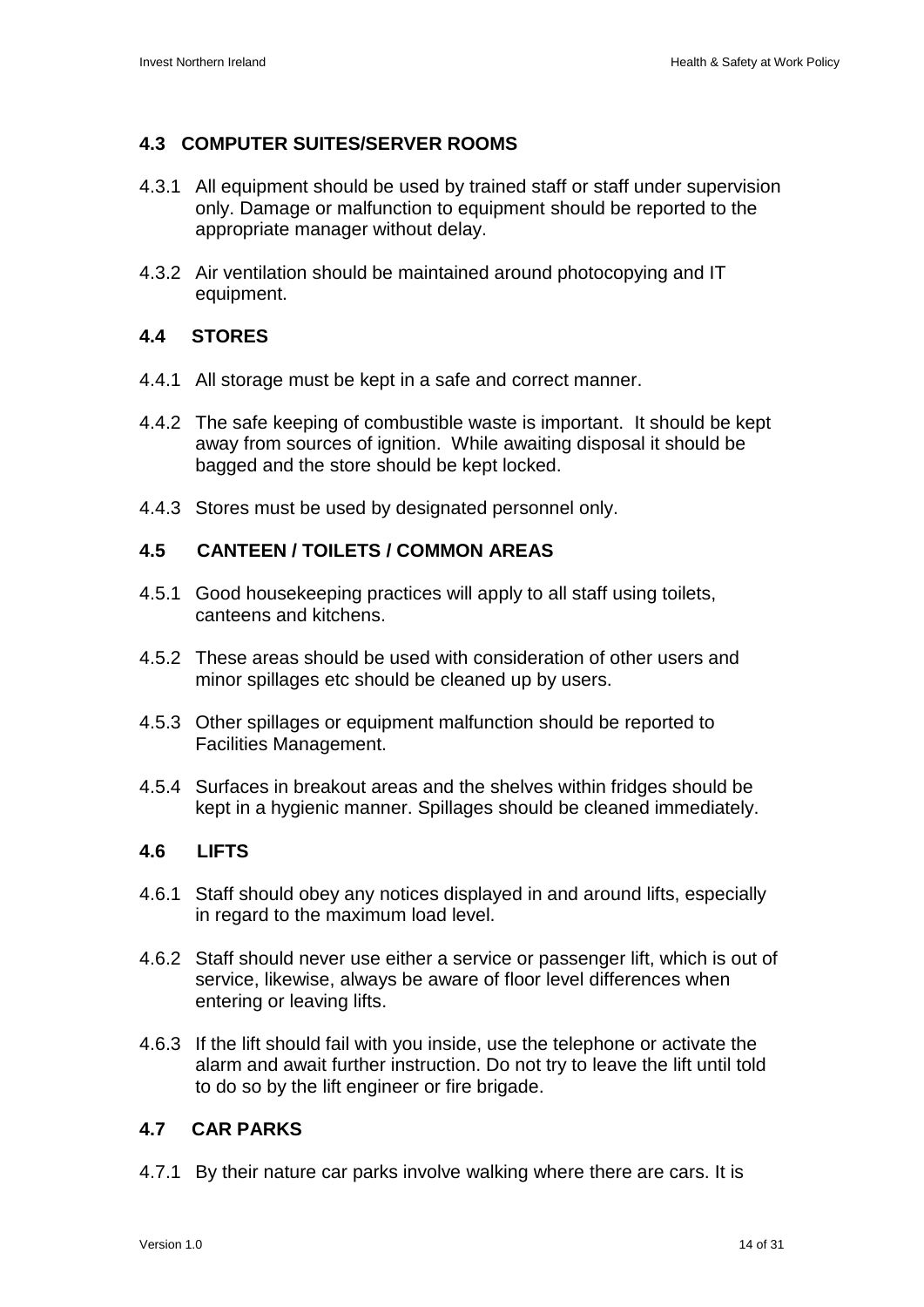### 4.3 COMPUTER SUITES/SERVER ROOMS

4.3.1 All equipment should be used by trained staff or staff under supervision only. Damage or malfunction to equipment should be reported to the appropriate manager without delay.

4.3.2 Air ventilation should be maintained around photocopying and IT equipment.

### 4.4 STORES

4.4.1 All storage must be kept in a safe and correct manner.

4.4.2 The safe keeping of combustible waste is important. It should be kept away from sources of ignition. While awaiting disposal it should be bagged and the store should be kept locked.

4.4.3 Stores must be used by designated personnel only.

### 4.5 CANTEEN / TOILETS / COMMON AREAS

4.5.1 Good housekeeping practices will apply to all staff using toilets, canteens and kitchens.

4.5.2 These areas should be used with consideration of other users and minor spillages etc should be cleaned up by users.

4.5.3 Other spillages or equipment malfunction should be reported to Facilities Management.

4.5.4 Surfaces in breakout areas and the shelves within fridges should be kept in a hygienic manner. Spillages should be cleaned immediately.

### 4.6 LIFTS

4.6.1 Staff should obey any notices displayed in and around lifts, especially in regard to the maximum load level.

4.6.2 Staff should never use either a service or passenger lift, which is out of service, likewise, always be aware of floor level differences when entering or leaving lifts.

4.6.3 If the lift should fail with you inside, use the telephone or activate the alarm and await further instruction. Do not try to leave the lift until told to do so by the lift engineer or fire brigade.

### 4.7 CAR PARKS

4.7.1 By their nature car parks involve walking where there are cars. It is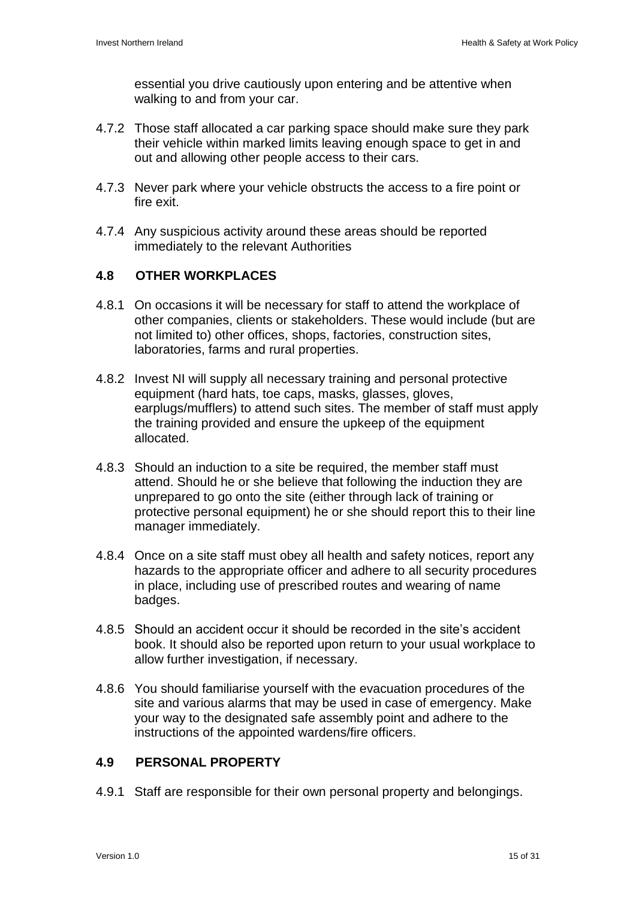essential you drive cautiously upon entering and be attentive when walking to and from your car.

4.7.2 Those staff allocated a car parking space should make sure they park their vehicle within marked limits leaving enough space to get in and out and allowing other people access to their cars.

4.7.3 Never park where your vehicle obstructs the access to a fire point or fire exit.

4.7.4 Any suspicious activity around these areas should be reported immediately to the relevant Authorities

### 4.8 OTHER WORKPLACES

4.8.1 On occasions it will be necessary for staff to attend the workplace of other companies, clients or stakeholders. These would include (but are not limited to) other offices, shops, factories, construction sites, laboratories, farms and rural properties.

4.8.2 Invest NI will supply all necessary training and personal protective equipment (hard hats, toe caps, masks, glasses, gloves, earplugs/mufflers) to attend such sites. The member of staff must apply the training provided and ensure the upkeep of the equipment allocated.

4.8.3 Should an induction to a site be required, the member staff must attend. Should he or she believe that following the induction they are unprepared to go onto the site (either through lack of training or protective personal equipment) he or she should report this to their line manager immediately.

4.8.4 Once on a site staff must obey all health and safety notices, report any hazards to the appropriate officer and adhere to all security procedures in place, including use of prescribed routes and wearing of name badges.

4.8.5 Should an accident occur it should be recorded in the site's accident book. It should also be reported upon return to your usual workplace to allow further investigation, if necessary.

4.8.6 You should familiarise yourself with the evacuation procedures of the site and various alarms that may be used in case of emergency. Make your way to the designated safe assembly point and adhere to the instructions of the appointed wardens/fire officers.

### 4.9 PERSONAL PROPERTY

4.9.1 Staff are responsible for their own personal property and belongings.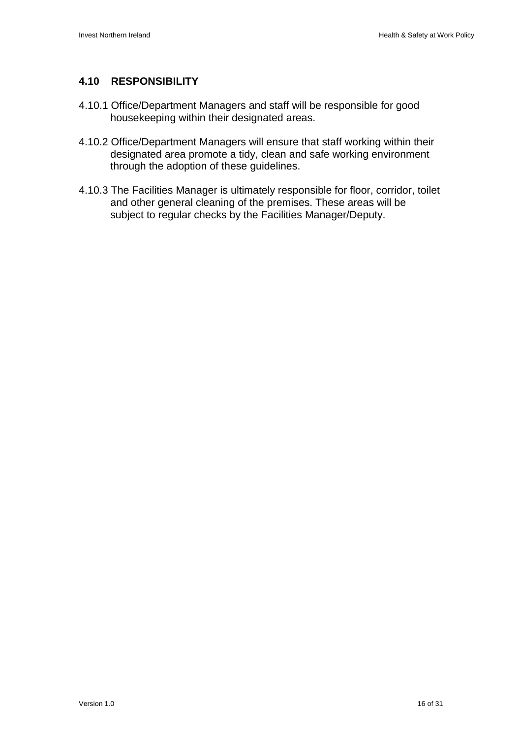## 4.10 RESPONSIBILITY

4.10.1 Office/Department Managers and staff will be responsible for good housekeeping within their designated areas.

4.10.2 Office/Department Managers will ensure that staff working within their designated area promote a tidy, clean and safe working environment through the adoption of these guidelines.

4.10.3 The Facilities Manager is ultimately responsible for floor, corridor, toilet and other general cleaning of the premises. These areas will be subject to regular checks by the Facilities Manager/Deputy.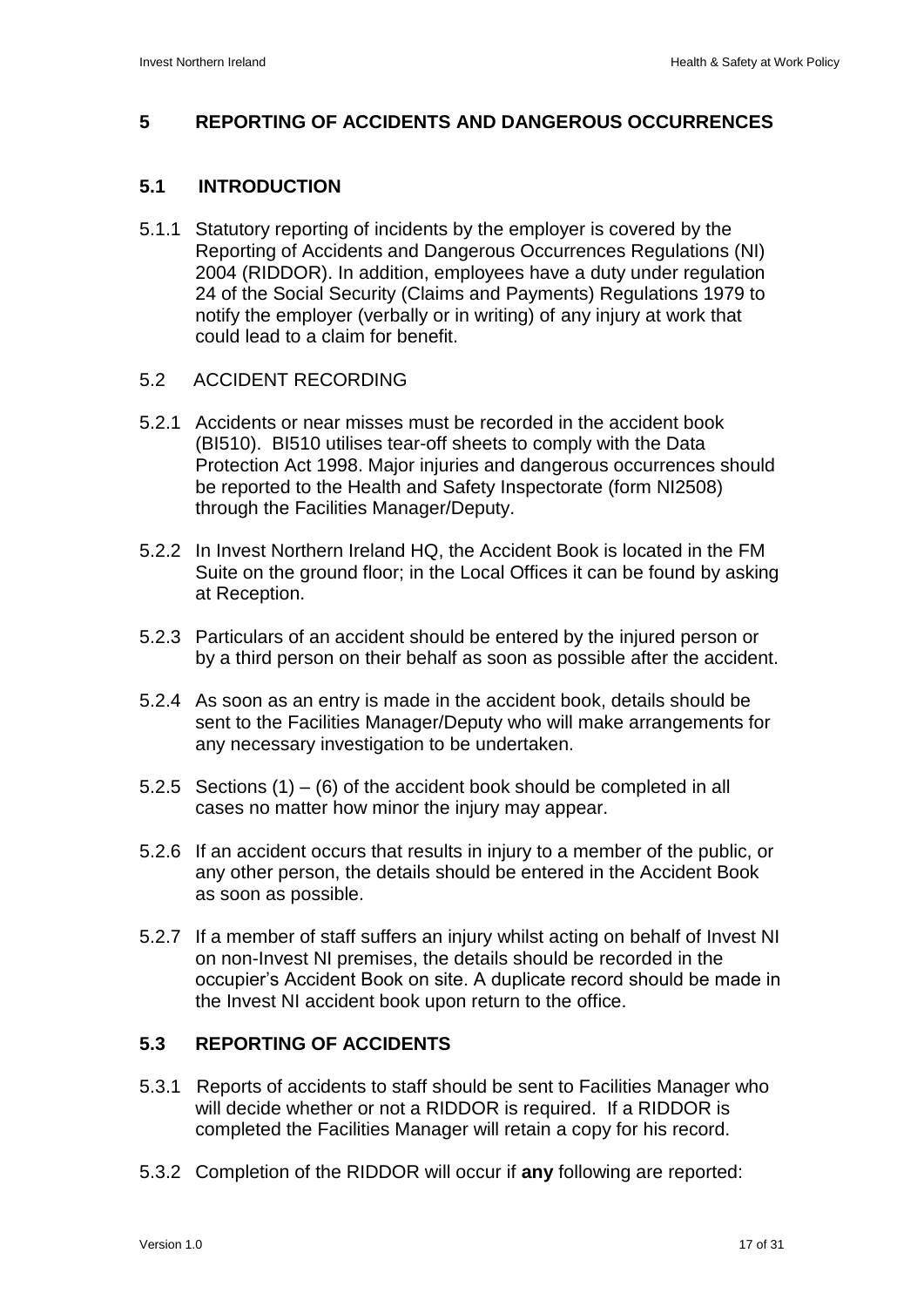## 5 REPORTING OF ACCIDENTS AND DANGEROUS OCCURRENCES

### 5.1 INTRODUCTION

5.1.1 Statutory reporting of incidents by the employer is covered by the Reporting of Accidents and Dangerous Occurrences Regulations (NI) 2004 (RIDDOR). In addition, employees have a duty under regulation 24 of the Social Security (Claims and Payments) Regulations 1979 to notify the employer (verbally or in writing) of any injury at work that could lead to a claim for benefit.

### 5.2 ACCIDENT RECORDING

5.2.1 Accidents or near misses must be recorded in the accident book (BI510). BI510 utilises tear-off sheets to comply with the Data Protection Act 1998. Major injuries and dangerous occurrences should be reported to the Health and Safety Inspectorate (form NI2508) through the Facilities Manager/Deputy.

5.2.2 In Invest Northern Ireland HQ, the Accident Book is located in the FM Suite on the ground floor; in the Local Offices it can be found by asking at Reception.

5.2.3 Particulars of an accident should be entered by the injured person or by a third person on their behalf as soon as possible after the accident.

5.2.4 As soon as an entry is made in the accident book, details should be sent to the Facilities Manager/Deputy who will make arrangements for any necessary investigation to be undertaken.

5.2.5 Sections (1) – (6) of the accident book should be completed in all cases no matter how minor the injury may appear.

5.2.6 If an accident occurs that results in injury to a member of the public, or any other person, the details should be entered in the Accident Book as soon as possible.

5.2.7 If a member of staff suffers an injury whilst acting on behalf of Invest NI on non-Invest NI premises, the details should be recorded in the occupier's Accident Book on site. A duplicate record should be made in the Invest NI accident book upon return to the office.

### 5.3 REPORTING OF ACCIDENTS

5.3.1 Reports of accidents to staff should be sent to Facilities Manager who will decide whether or not a RIDDOR is required. If a RIDDOR is completed the Facilities Manager will retain a copy for his record.

5.3.2 Completion of the RIDDOR will occur if **any** following are reported: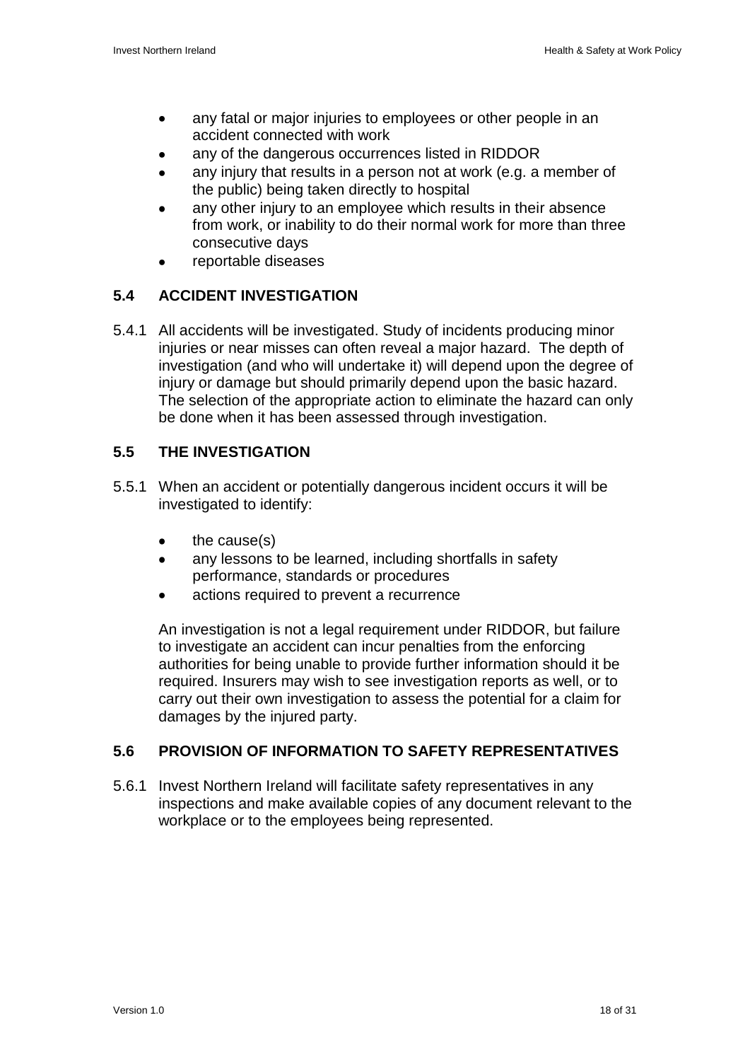- any fatal or major injuries to employees or other people in an accident connected with work
- any of the dangerous occurrences listed in RIDDOR
- any injury that results in a person not at work (e.g. a member of the public) being taken directly to hospital
- any other injury to an employee which results in their absence from work, or inability to do their normal work for more than three consecutive days
- reportable diseases

## 5.4 ACCIDENT INVESTIGATION

5.4.1 All accidents will be investigated. Study of incidents producing minor injuries or near misses can often reveal a major hazard. The depth of investigation (and who will undertake it) will depend upon the degree of injury or damage but should primarily depend upon the basic hazard. The selection of the appropriate action to eliminate the hazard can only be done when it has been assessed through investigation.

## 5.5 THE INVESTIGATION

5.5.1 When an accident or potentially dangerous incident occurs it will be investigated to identify:

- the cause(s)
- any lessons to be learned, including shortfalls in safety performance, standards or procedures
- actions required to prevent a recurrence

An investigation is not a legal requirement under RIDDOR, but failure to investigate an accident can incur penalties from the enforcing authorities for being unable to provide further information should it be required. Insurers may wish to see investigation reports as well, or to carry out their own investigation to assess the potential for a claim for damages by the injured party.

## 5.6 PROVISION OF INFORMATION TO SAFETY REPRESENTATIVES

5.6.1 Invest Northern Ireland will facilitate safety representatives in any inspections and make available copies of any document relevant to the workplace or to the employees being represented.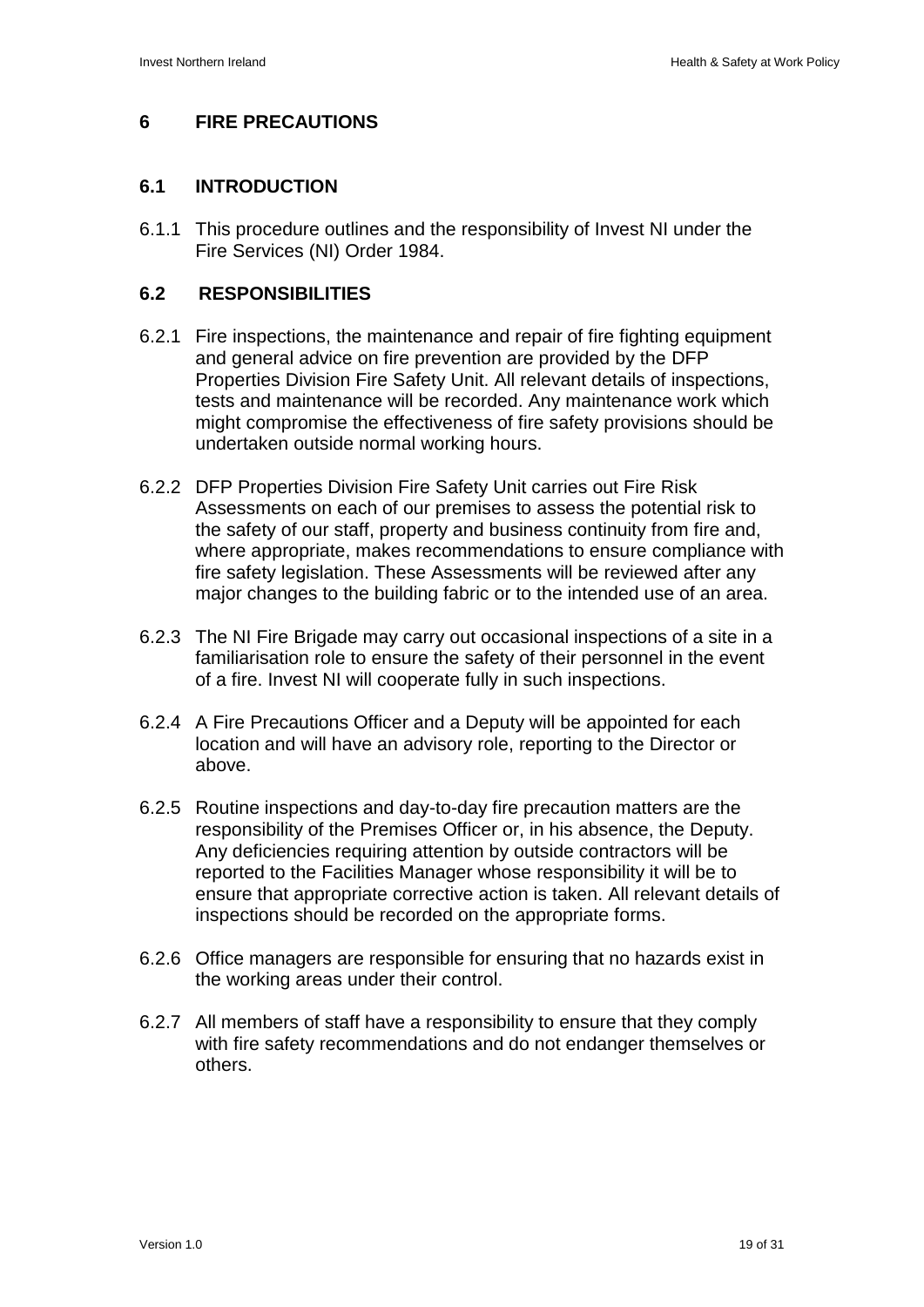## 6 FIRE PRECAUTIONS

### 6.1 INTRODUCTION

6.1.1 This procedure outlines and the responsibility of Invest NI under the Fire Services (NI) Order 1984.

### 6.2 RESPONSIBILITIES

6.2.1 Fire inspections, the maintenance and repair of fire fighting equipment and general advice on fire prevention are provided by the DFP Properties Division Fire Safety Unit. All relevant details of inspections, tests and maintenance will be recorded. Any maintenance work which might compromise the effectiveness of fire safety provisions should be undertaken outside normal working hours.

6.2.2 DFP Properties Division Fire Safety Unit carries out Fire Risk Assessments on each of our premises to assess the potential risk to the safety of our staff, property and business continuity from fire and, where appropriate, makes recommendations to ensure compliance with fire safety legislation. These Assessments will be reviewed after any major changes to the building fabric or to the intended use of an area.

6.2.3 The NI Fire Brigade may carry out occasional inspections of a site in a familiarisation role to ensure the safety of their personnel in the event of a fire. Invest NI will cooperate fully in such inspections.

6.2.4 A Fire Precautions Officer and a Deputy will be appointed for each location and will have an advisory role, reporting to the Director or above.

6.2.5 Routine inspections and day-to-day fire precaution matters are the responsibility of the Premises Officer or, in his absence, the Deputy. Any deficiencies requiring attention by outside contractors will be reported to the Facilities Manager whose responsibility it will be to ensure that appropriate corrective action is taken. All relevant details of inspections should be recorded on the appropriate forms.

6.2.6 Office managers are responsible for ensuring that no hazards exist in the working areas under their control.

6.2.7 All members of staff have a responsibility to ensure that they comply with fire safety recommendations and do not endanger themselves or others.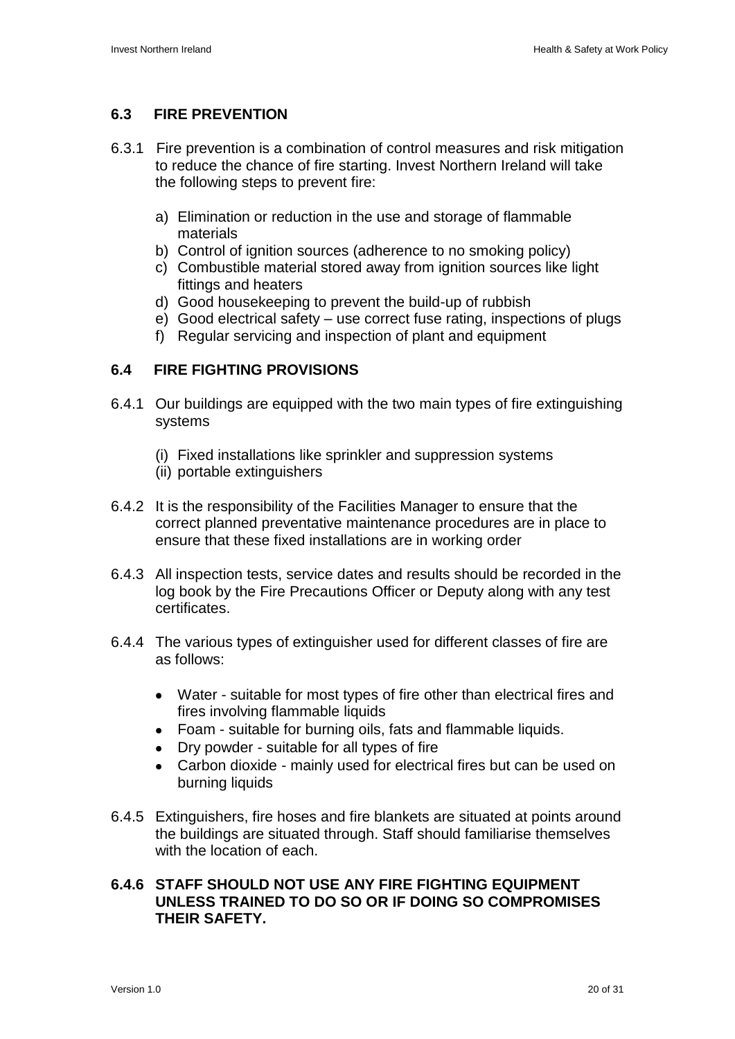## 6.3 FIRE PREVENTION

6.3.1 Fire prevention is a combination of control measures and risk mitigation to reduce the chance of fire starting. Invest Northern Ireland will take the following steps to prevent fire:

a) Elimination or reduction in the use and storage of flammable materials
b) Control of ignition sources (adherence to no smoking policy)
c) Combustible material stored away from ignition sources like light fittings and heaters
d) Good housekeeping to prevent the build-up of rubbish
e) Good electrical safety – use correct fuse rating, inspections of plugs
f) Regular servicing and inspection of plant and equipment

## 6.4 FIRE FIGHTING PROVISIONS

6.4.1 Our buildings are equipped with the two main types of fire extinguishing systems

(i) Fixed installations like sprinkler and suppression systems
(ii) portable extinguishers

6.4.2 It is the responsibility of the Facilities Manager to ensure that the correct planned preventative maintenance procedures are in place to ensure that these fixed installations are in working order

6.4.3 All inspection tests, service dates and results should be recorded in the log book by the Fire Precautions Officer or Deputy along with any test certificates.

6.4.4 The various types of extinguisher used for different classes of fire are as follows:

- Water - suitable for most types of fire other than electrical fires and fires involving flammable liquids
- Foam - suitable for burning oils, fats and flammable liquids.
- Dry powder - suitable for all types of fire
- Carbon dioxide - mainly used for electrical fires but can be used on burning liquids

6.4.5 Extinguishers, fire hoses and fire blankets are situated at points around the buildings are situated through. Staff should familiarise themselves with the location of each.

**6.4.6 STAFF SHOULD NOT USE ANY FIRE FIGHTING EQUIPMENT UNLESS TRAINED TO DO SO OR IF DOING SO COMPROMISES THEIR SAFETY.**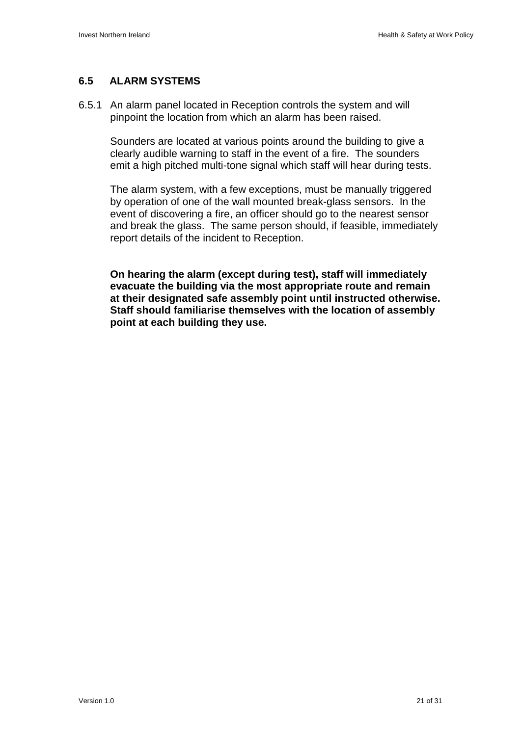## 6.5 ALARM SYSTEMS

6.5.1 An alarm panel located in Reception controls the system and will pinpoint the location from which an alarm has been raised.

Sounders are located at various points around the building to give a clearly audible warning to staff in the event of a fire. The sounders emit a high pitched multi-tone signal which staff will hear during tests.

The alarm system, with a few exceptions, must be manually triggered by operation of one of the wall mounted break-glass sensors. In the event of discovering a fire, an officer should go to the nearest sensor and break the glass. The same person should, if feasible, immediately report details of the incident to Reception.

**On hearing the alarm (except during test), staff will immediately evacuate the building via the most appropriate route and remain at their designated safe assembly point until instructed otherwise. Staff should familiarise themselves with the location of assembly point at each building they use.**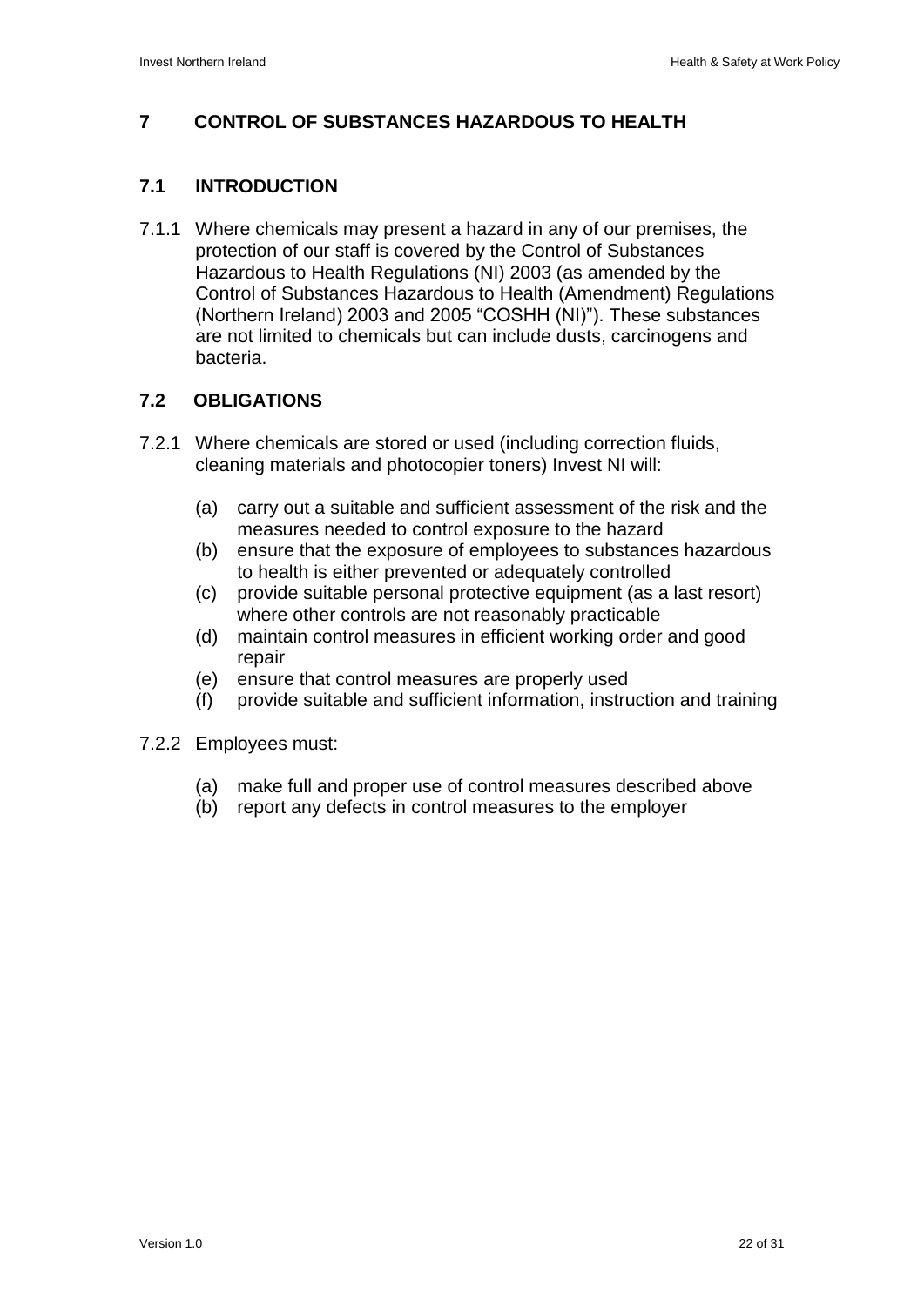## 7 CONTROL OF SUBSTANCES HAZARDOUS TO HEALTH

### 7.1 INTRODUCTION

7.1.1 Where chemicals may present a hazard in any of our premises, the protection of our staff is covered by the Control of Substances Hazardous to Health Regulations (NI) 2003 (as amended by the Control of Substances Hazardous to Health (Amendment) Regulations (Northern Ireland) 2003 and 2005 "COSHH (NI)"). These substances are not limited to chemicals but can include dusts, carcinogens and bacteria.

### 7.2 OBLIGATIONS

7.2.1 Where chemicals are stored or used (including correction fluids, cleaning materials and photocopier toners) Invest NI will:

- (a) carry out a suitable and sufficient assessment of the risk and the measures needed to control exposure to the hazard
- (b) ensure that the exposure of employees to substances hazardous to health is either prevented or adequately controlled
- (c) provide suitable personal protective equipment (as a last resort) where other controls are not reasonably practicable
- (d) maintain control measures in efficient working order and good repair
- (e) ensure that control measures are properly used
- (f) provide suitable and sufficient information, instruction and training

7.2.2 Employees must:

- (a) make full and proper use of control measures described above
- (b) report any defects in control measures to the employer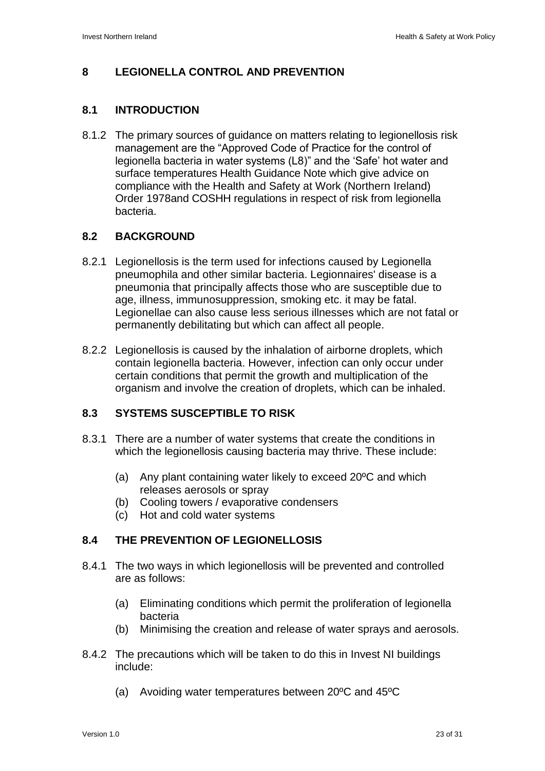## 8 LEGIONELLA CONTROL AND PREVENTION

### 8.1 INTRODUCTION

8.1.2 The primary sources of guidance on matters relating to legionellosis risk management are the "Approved Code of Practice for the control of legionella bacteria in water systems (L8)" and the 'Safe' hot water and surface temperatures Health Guidance Note which give advice on compliance with the Health and Safety at Work (Northern Ireland) Order 1978and COSHH regulations in respect of risk from legionella bacteria.

### 8.2 BACKGROUND

8.2.1 Legionellosis is the term used for infections caused by Legionella pneumophila and other similar bacteria. Legionnaires' disease is a pneumonia that principally affects those who are susceptible due to age, illness, immunosuppression, smoking etc. it may be fatal. Legionellae can also cause less serious illnesses which are not fatal or permanently debilitating but which can affect all people.

8.2.2 Legionellosis is caused by the inhalation of airborne droplets, which contain legionella bacteria. However, infection can only occur under certain conditions that permit the growth and multiplication of the organism and involve the creation of droplets, which can be inhaled.

### 8.3 SYSTEMS SUSCEPTIBLE TO RISK

8.3.1 There are a number of water systems that create the conditions in which the legionellosis causing bacteria may thrive. These include:

(a) Any plant containing water likely to exceed 20ºC and which releases aerosols or spray
(b) Cooling towers / evaporative condensers
(c) Hot and cold water systems

### 8.4 THE PREVENTION OF LEGIONELLOSIS

8.4.1 The two ways in which legionellosis will be prevented and controlled are as follows:

(a) Eliminating conditions which permit the proliferation of legionella bacteria
(b) Minimising the creation and release of water sprays and aerosols.

8.4.2 The precautions which will be taken to do this in Invest NI buildings include:

(a) Avoiding water temperatures between 20ºC and 45ºC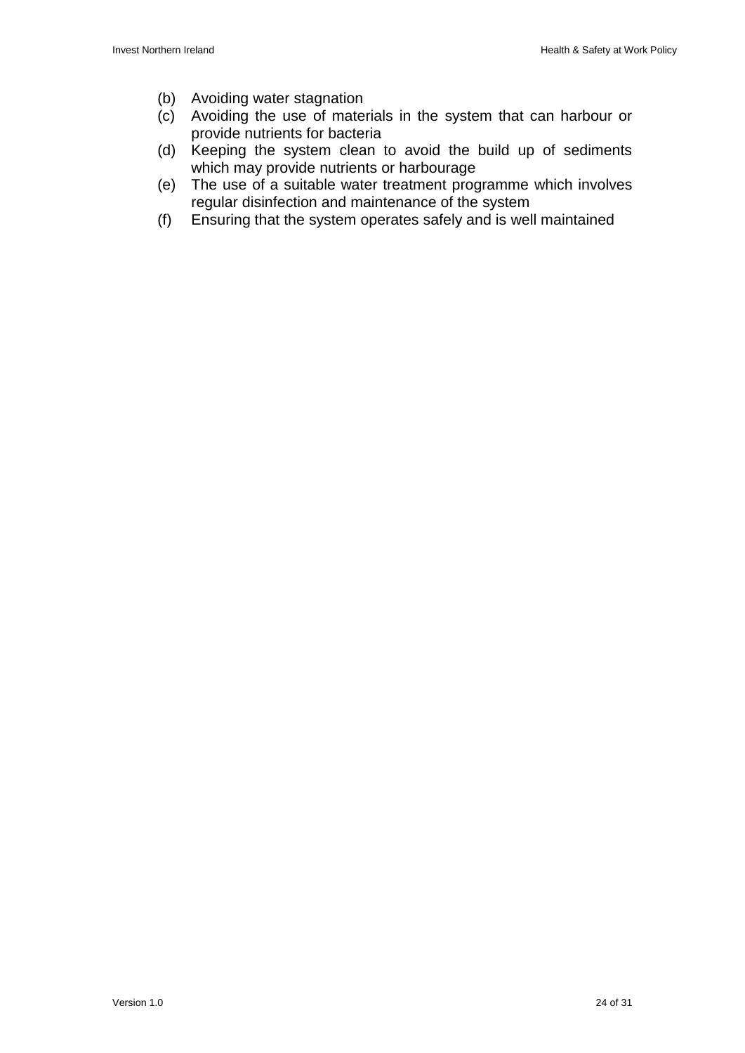(b) Avoiding water stagnation
(c) Avoiding the use of materials in the system that can harbour or provide nutrients for bacteria
(d) Keeping the system clean to avoid the build up of sediments which may provide nutrients or harbourage
(e) The use of a suitable water treatment programme which involves regular disinfection and maintenance of the system
(f) Ensuring that the system operates safely and is well maintained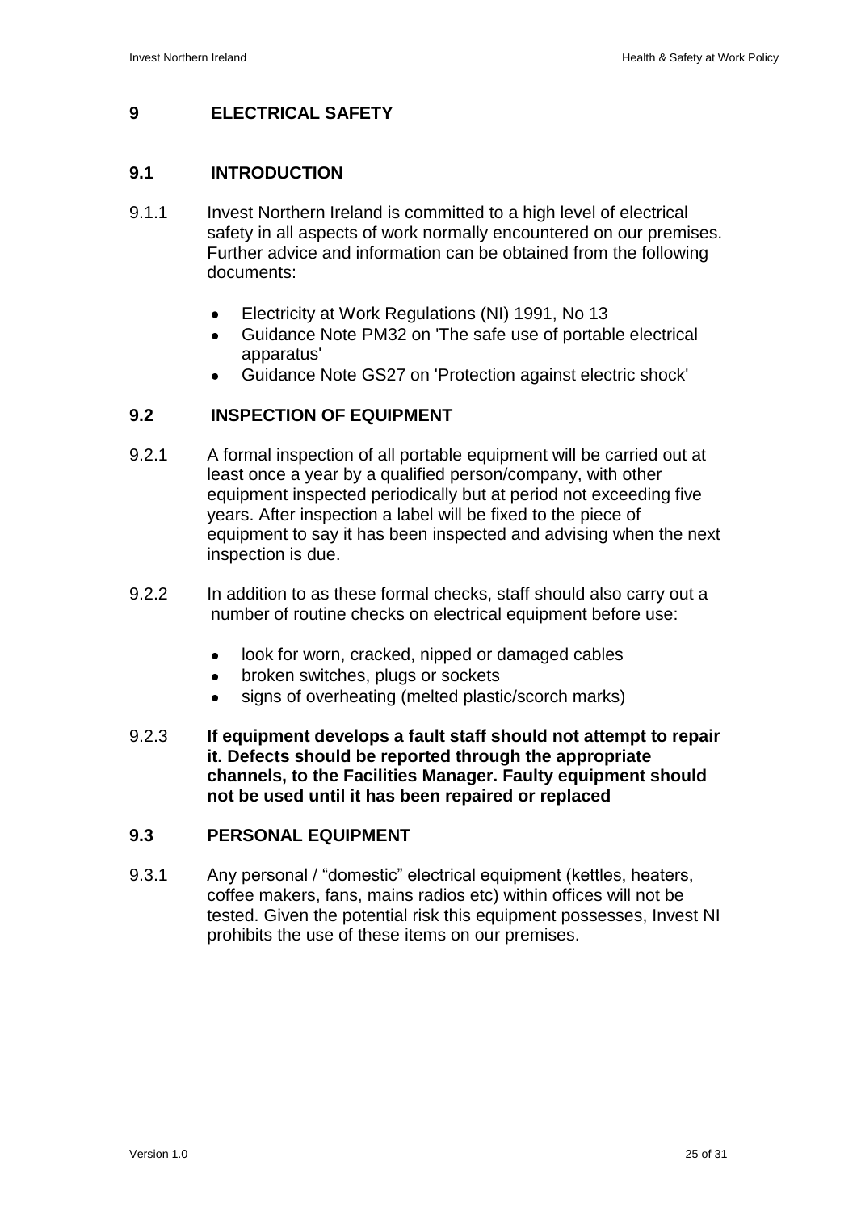## 9 ELECTRICAL SAFETY

### 9.1 INTRODUCTION

9.1.1 Invest Northern Ireland is committed to a high level of electrical safety in all aspects of work normally encountered on our premises. Further advice and information can be obtained from the following documents:

- Electricity at Work Regulations (NI) 1991, No 13
- Guidance Note PM32 on 'The safe use of portable electrical apparatus'
- Guidance Note GS27 on 'Protection against electric shock'

### 9.2 INSPECTION OF EQUIPMENT

9.2.1 A formal inspection of all portable equipment will be carried out at least once a year by a qualified person/company, with other equipment inspected periodically but at period not exceeding five years. After inspection a label will be fixed to the piece of equipment to say it has been inspected and advising when the next inspection is due.

9.2.2 In addition to as these formal checks, staff should also carry out a number of routine checks on electrical equipment before use:

- look for worn, cracked, nipped or damaged cables
- broken switches, plugs or sockets
- signs of overheating (melted plastic/scorch marks)

9.2.3 **If equipment develops a fault staff should not attempt to repair it. Defects should be reported through the appropriate channels, to the Facilities Manager. Faulty equipment should not be used until it has been repaired or replaced**

### 9.3 PERSONAL EQUIPMENT

9.3.1 Any personal / "domestic" electrical equipment (kettles, heaters, coffee makers, fans, mains radios etc) within offices will not be tested. Given the potential risk this equipment possesses, Invest NI prohibits the use of these items on our premises.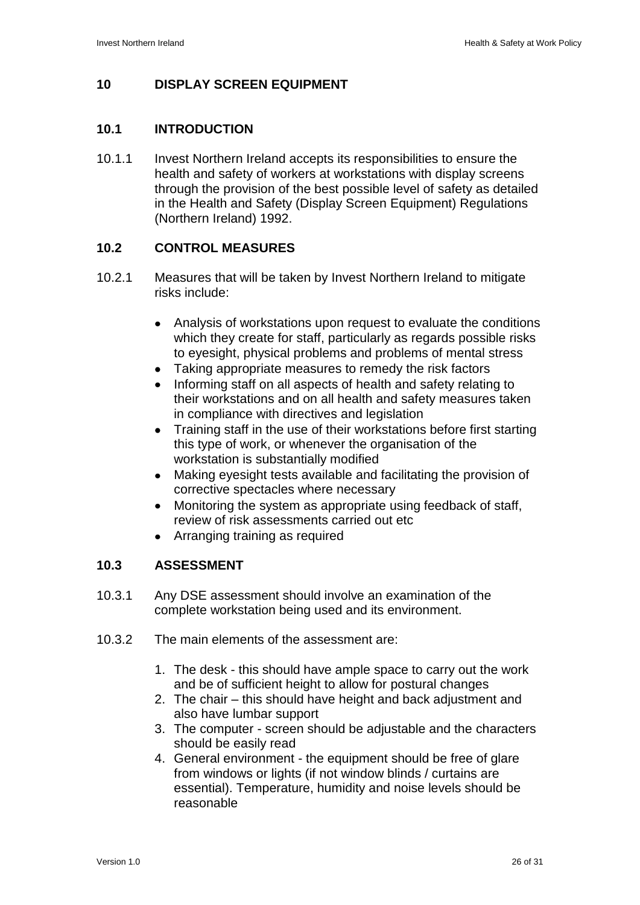# 10 DISPLAY SCREEN EQUIPMENT

## 10.1 INTRODUCTION

10.1.1 Invest Northern Ireland accepts its responsibilities to ensure the health and safety of workers at workstations with display screens through the provision of the best possible level of safety as detailed in the Health and Safety (Display Screen Equipment) Regulations (Northern Ireland) 1992.

## 10.2 CONTROL MEASURES

10.2.1 Measures that will be taken by Invest Northern Ireland to mitigate risks include:

- Analysis of workstations upon request to evaluate the conditions which they create for staff, particularly as regards possible risks to eyesight, physical problems and problems of mental stress
- Taking appropriate measures to remedy the risk factors
- Informing staff on all aspects of health and safety relating to their workstations and on all health and safety measures taken in compliance with directives and legislation
- Training staff in the use of their workstations before first starting this type of work, or whenever the organisation of the workstation is substantially modified
- Making eyesight tests available and facilitating the provision of corrective spectacles where necessary
- Monitoring the system as appropriate using feedback of staff, review of risk assessments carried out etc
- Arranging training as required

## 10.3 ASSESSMENT

10.3.1 Any DSE assessment should involve an examination of the complete workstation being used and its environment.

10.3.2 The main elements of the assessment are:

1. The desk - this should have ample space to carry out the work and be of sufficient height to allow for postural changes
2. The chair – this should have height and back adjustment and also have lumbar support
3. The computer - screen should be adjustable and the characters should be easily read
4. General environment - the equipment should be free of glare from windows or lights (if not window blinds / curtains are essential). Temperature, humidity and noise levels should be reasonable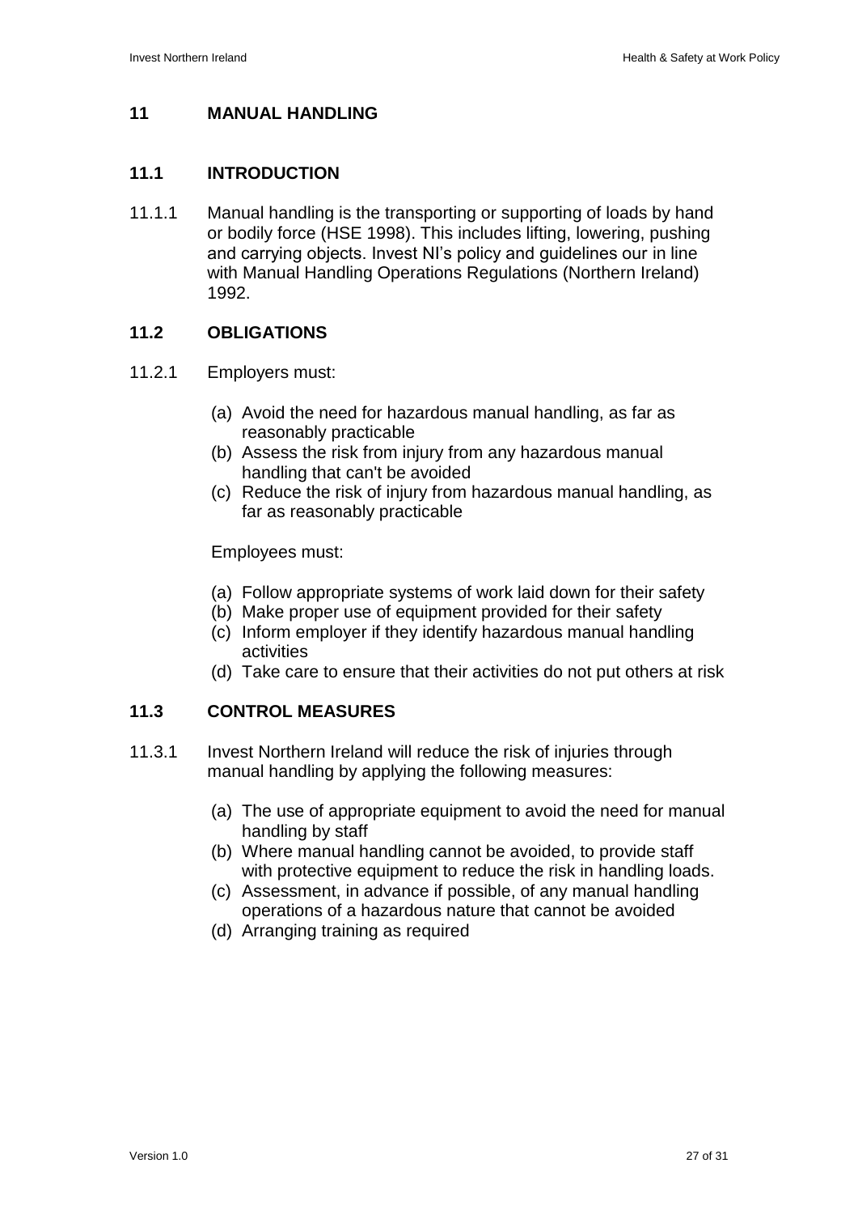## 11 MANUAL HANDLING

### 11.1 INTRODUCTION

11.1.1 Manual handling is the transporting or supporting of loads by hand or bodily force (HSE 1998). This includes lifting, lowering, pushing and carrying objects. Invest NI's policy and guidelines our in line with Manual Handling Operations Regulations (Northern Ireland) 1992.

### 11.2 OBLIGATIONS

11.2.1 Employers must:

(a) Avoid the need for hazardous manual handling, as far as reasonably practicable
(b) Assess the risk from injury from any hazardous manual handling that can't be avoided
(c) Reduce the risk of injury from hazardous manual handling, as far as reasonably practicable

Employees must:

(a) Follow appropriate systems of work laid down for their safety
(b) Make proper use of equipment provided for their safety
(c) Inform employer if they identify hazardous manual handling activities
(d) Take care to ensure that their activities do not put others at risk

### 11.3 CONTROL MEASURES

11.3.1 Invest Northern Ireland will reduce the risk of injuries through manual handling by applying the following measures:

(a) The use of appropriate equipment to avoid the need for manual handling by staff
(b) Where manual handling cannot be avoided, to provide staff with protective equipment to reduce the risk in handling loads.
(c) Assessment, in advance if possible, of any manual handling operations of a hazardous nature that cannot be avoided
(d) Arranging training as required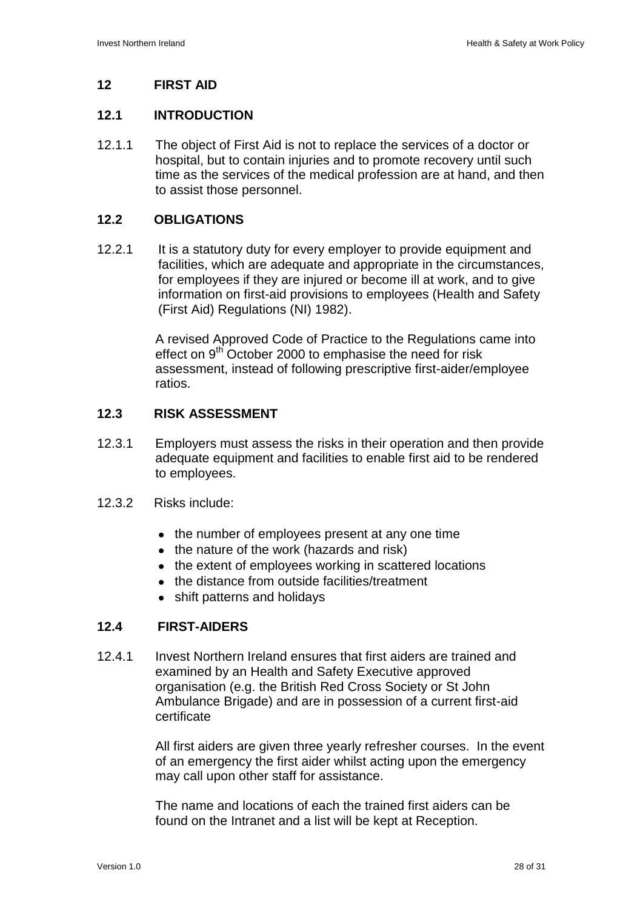## 12 FIRST AID

### 12.1 INTRODUCTION

12.1.1 The object of First Aid is not to replace the services of a doctor or hospital, but to contain injuries and to promote recovery until such time as the services of the medical profession are at hand, and then to assist those personnel.

### 12.2 OBLIGATIONS

12.2.1 It is a statutory duty for every employer to provide equipment and facilities, which are adequate and appropriate in the circumstances, for employees if they are injured or become ill at work, and to give information on first-aid provisions to employees (Health and Safety (First Aid) Regulations (NI) 1982).

A revised Approved Code of Practice to the Regulations came into effect on 9th October 2000 to emphasise the need for risk assessment, instead of following prescriptive first-aider/employee ratios.

### 12.3 RISK ASSESSMENT

12.3.1 Employers must assess the risks in their operation and then provide adequate equipment and facilities to enable first aid to be rendered to employees.

12.3.2 Risks include:

- the number of employees present at any one time
- the nature of the work (hazards and risk)
- the extent of employees working in scattered locations
- the distance from outside facilities/treatment
- shift patterns and holidays

### 12.4 FIRST-AIDERS

12.4.1 Invest Northern Ireland ensures that first aiders are trained and examined by an Health and Safety Executive approved organisation (e.g. the British Red Cross Society or St John Ambulance Brigade) and are in possession of a current first-aid certificate

All first aiders are given three yearly refresher courses. In the event of an emergency the first aider whilst acting upon the emergency may call upon other staff for assistance.

The name and locations of each the trained first aiders can be found on the Intranet and a list will be kept at Reception.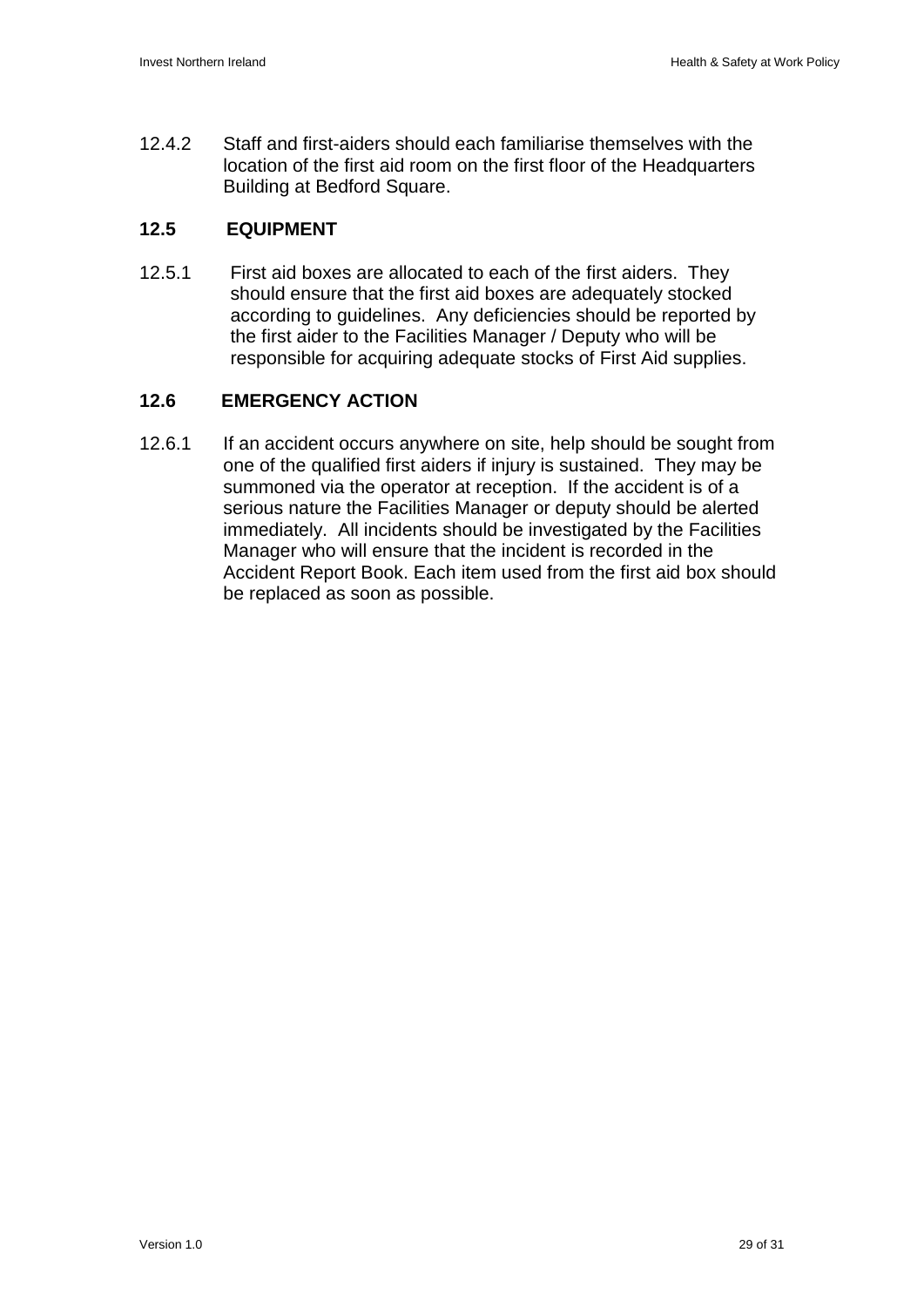12.4.2 Staff and first-aiders should each familiarise themselves with the location of the first aid room on the first floor of the Headquarters Building at Bedford Square.

## 12.5 EQUIPMENT

12.5.1 First aid boxes are allocated to each of the first aiders. They should ensure that the first aid boxes are adequately stocked according to guidelines. Any deficiencies should be reported by the first aider to the Facilities Manager / Deputy who will be responsible for acquiring adequate stocks of First Aid supplies.

## 12.6 EMERGENCY ACTION

12.6.1 If an accident occurs anywhere on site, help should be sought from one of the qualified first aiders if injury is sustained. They may be summoned via the operator at reception. If the accident is of a serious nature the Facilities Manager or deputy should be alerted immediately. All incidents should be investigated by the Facilities Manager who will ensure that the incident is recorded in the Accident Report Book. Each item used from the first aid box should be replaced as soon as possible.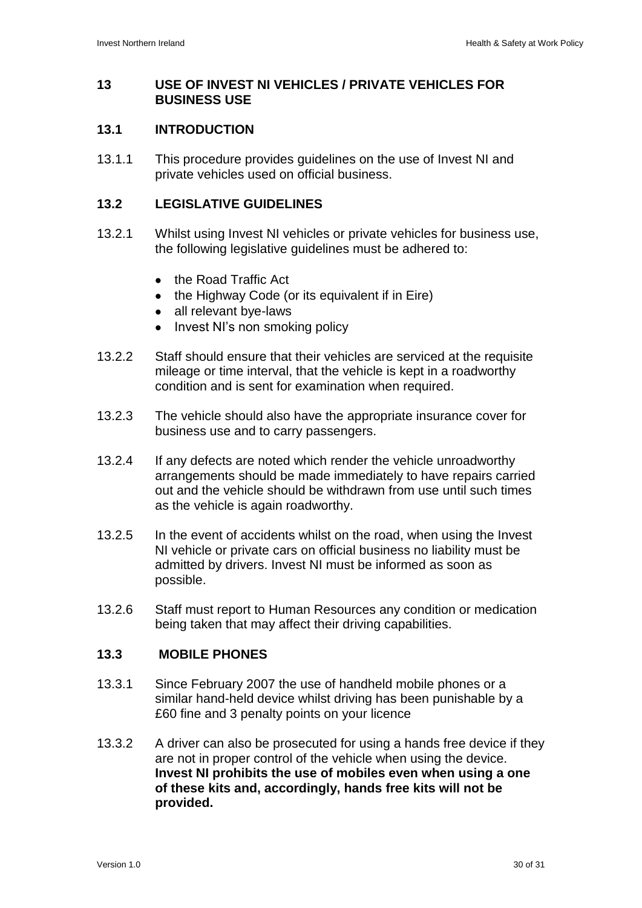## 13 USE OF INVEST NI VEHICLES / PRIVATE VEHICLES FOR BUSINESS USE

### 13.1 INTRODUCTION

13.1.1 This procedure provides guidelines on the use of Invest NI and private vehicles used on official business.

### 13.2 LEGISLATIVE GUIDELINES

13.2.1 Whilst using Invest NI vehicles or private vehicles for business use, the following legislative guidelines must be adhered to:

- the Road Traffic Act
- the Highway Code (or its equivalent if in Eire)
- all relevant bye-laws
- Invest NI's non smoking policy

13.2.2 Staff should ensure that their vehicles are serviced at the requisite mileage or time interval, that the vehicle is kept in a roadworthy condition and is sent for examination when required.

13.2.3 The vehicle should also have the appropriate insurance cover for business use and to carry passengers.

13.2.4 If any defects are noted which render the vehicle unroadworthy arrangements should be made immediately to have repairs carried out and the vehicle should be withdrawn from use until such times as the vehicle is again roadworthy.

13.2.5 In the event of accidents whilst on the road, when using the Invest NI vehicle or private cars on official business no liability must be admitted by drivers. Invest NI must be informed as soon as possible.

13.2.6 Staff must report to Human Resources any condition or medication being taken that may affect their driving capabilities.

### 13.3 MOBILE PHONES

13.3.1 Since February 2007 the use of handheld mobile phones or a similar hand-held device whilst driving has been punishable by a £60 fine and 3 penalty points on your licence

13.3.2 A driver can also be prosecuted for using a hands free device if they are not in proper control of the vehicle when using the device. **Invest NI prohibits the use of mobiles even when using a one of these kits and, accordingly, hands free kits will not be provided.**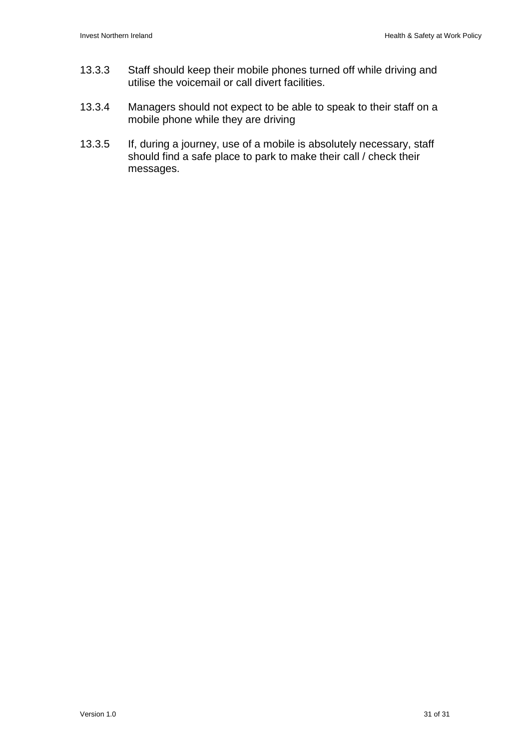13.3.3 Staff should keep their mobile phones turned off while driving and utilise the voicemail or call divert facilities.

13.3.4 Managers should not expect to be able to speak to their staff on a mobile phone while they are driving

13.3.5 If, during a journey, use of a mobile is absolutely necessary, staff should find a safe place to park to make their call / check their messages.